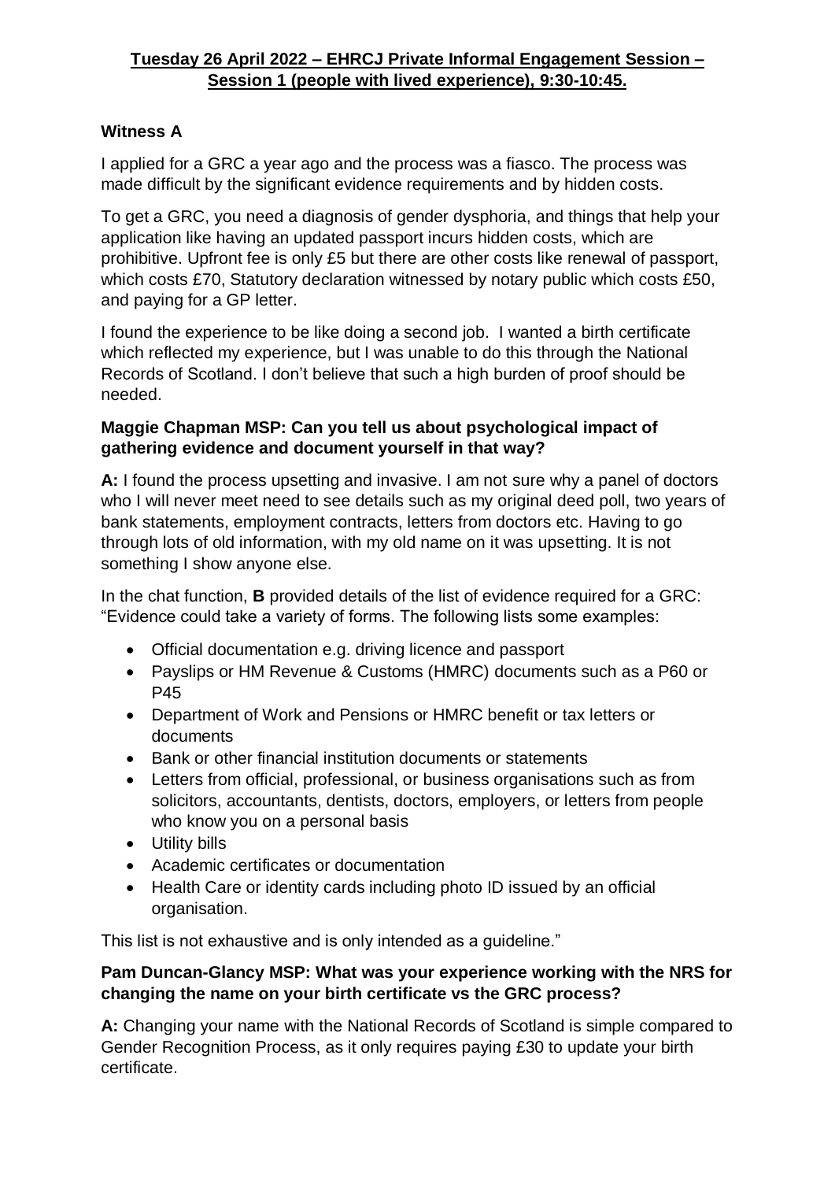**Tuesday 26 April 2022 – EHRCJ Private Informal Engagement Session – Session 1 (people with lived experience), 9:30-10:45.**

**Witness A**

I applied for a GRC a year ago and the process was a fiasco. The process was made difficult by the significant evidence requirements and by hidden costs.

To get a GRC, you need a diagnosis of gender dysphoria, and things that help your application like having an updated passport incurs hidden costs, which are prohibitive. Upfront fee is only £5 but there are other costs like renewal of passport, which costs £70, Statutory declaration witnessed by notary public which costs £50, and paying for a GP letter.

I found the experience to be like doing a second job. I wanted a birth certificate which reflected my experience, but I was unable to do this through the National Records of Scotland. I don't believe that such a high burden of proof should be needed.

**Maggie Chapman MSP: Can you tell us about psychological impact of gathering evidence and document yourself in that way?**

**A:** I found the process upsetting and invasive. I am not sure why a panel of doctors who I will never meet need to see details such as my original deed poll, two years of bank statements, employment contracts, letters from doctors etc. Having to go through lots of old information, with my old name on it was upsetting. It is not something I show anyone else.

In the chat function, **B** provided details of the list of evidence required for a GRC: "Evidence could take a variety of forms. The following lists some examples:

- Official documentation e.g. driving licence and passport
- Payslips or HM Revenue & Customs (HMRC) documents such as a P60 or P45
- Department of Work and Pensions or HMRC benefit or tax letters or documents
- Bank or other financial institution documents or statements
- Letters from official, professional, or business organisations such as from solicitors, accountants, dentists, doctors, employers, or letters from people who know you on a personal basis
- Utility bills
- Academic certificates or documentation
- Health Care or identity cards including photo ID issued by an official organisation.

This list is not exhaustive and is only intended as a guideline."

**Pam Duncan-Glancy MSP: What was your experience working with the NRS for changing the name on your birth certificate vs the GRC process?**

**A:** Changing your name with the National Records of Scotland is simple compared to Gender Recognition Process, as it only requires paying £30 to update your birth certificate.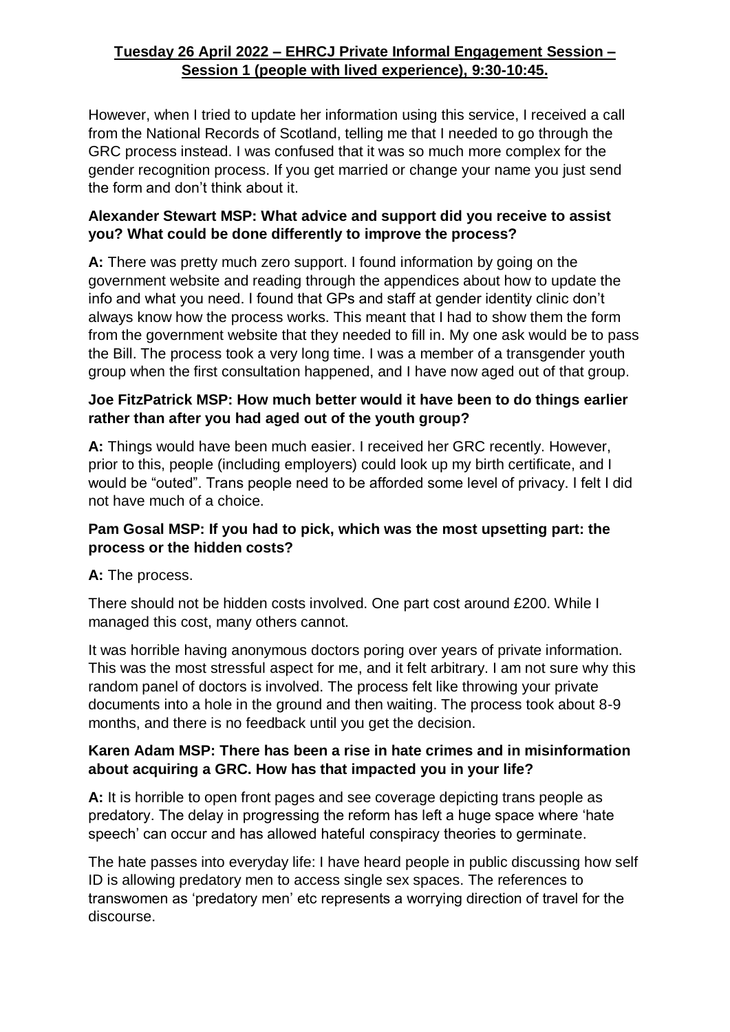However, when I tried to update her information using this service, I received a call from the National Records of Scotland, telling me that I needed to go through the GRC process instead. I was confused that it was so much more complex for the gender recognition process. If you get married or change your name you just send the form and don't think about it.

**Alexander Stewart MSP: What advice and support did you receive to assist you? What could be done differently to improve the process?**

**A:** There was pretty much zero support. I found information by going on the government website and reading through the appendices about how to update the info and what you need. I found that GPs and staff at gender identity clinic don't always know how the process works. This meant that I had to show them the form from the government website that they needed to fill in. My one ask would be to pass the Bill. The process took a very long time. I was a member of a transgender youth group when the first consultation happened, and I have now aged out of that group.

**Joe FitzPatrick MSP: How much better would it have been to do things earlier rather than after you had aged out of the youth group?**

**A:** Things would have been much easier. I received her GRC recently. However, prior to this, people (including employers) could look up my birth certificate, and I would be "outed". Trans people need to be afforded some level of privacy. I felt I did not have much of a choice.

**Pam Gosal MSP: If you had to pick, which was the most upsetting part: the process or the hidden costs?**

**A:** The process.

There should not be hidden costs involved. One part cost around £200. While I managed this cost, many others cannot.

It was horrible having anonymous doctors poring over years of private information. This was the most stressful aspect for me, and it felt arbitrary. I am not sure why this random panel of doctors is involved. The process felt like throwing your private documents into a hole in the ground and then waiting. The process took about 8-9 months, and there is no feedback until you get the decision.

**Karen Adam MSP: There has been a rise in hate crimes and in misinformation about acquiring a GRC. How has that impacted you in your life?**

**A:** It is horrible to open front pages and see coverage depicting trans people as predatory. The delay in progressing the reform has left a huge space where 'hate speech' can occur and has allowed hateful conspiracy theories to germinate.

The hate passes into everyday life: I have heard people in public discussing how self ID is allowing predatory men to access single sex spaces. The references to transwomen as 'predatory men' etc represents a worrying direction of travel for the discourse.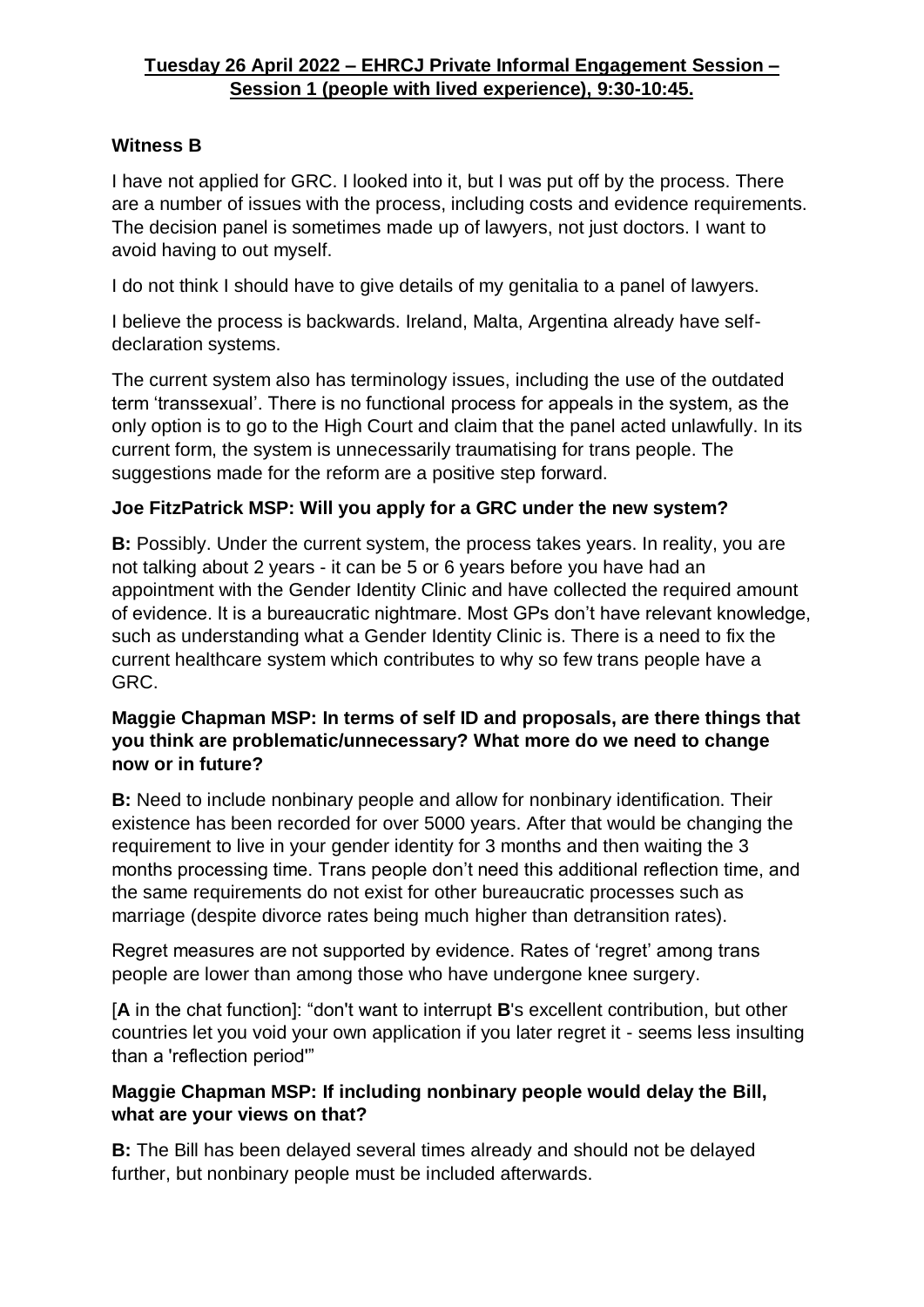**Tuesday 26 April 2022 – EHRCJ Private Informal Engagement Session – Session 1 (people with lived experience), 9:30-10:45.**

**Witness B**

I have not applied for GRC. I looked into it, but I was put off by the process. There are a number of issues with the process, including costs and evidence requirements. The decision panel is sometimes made up of lawyers, not just doctors. I want to avoid having to out myself.

I do not think I should have to give details of my genitalia to a panel of lawyers.

I believe the process is backwards. Ireland, Malta, Argentina already have self-declaration systems.

The current system also has terminology issues, including the use of the outdated term 'transsexual'. There is no functional process for appeals in the system, as the only option is to go to the High Court and claim that the panel acted unlawfully. In its current form, the system is unnecessarily traumatising for trans people. The suggestions made for the reform are a positive step forward.

**Joe FitzPatrick MSP: Will you apply for a GRC under the new system?**

**B:** Possibly. Under the current system, the process takes years. In reality, you are not talking about 2 years - it can be 5 or 6 years before you have had an appointment with the Gender Identity Clinic and have collected the required amount of evidence. It is a bureaucratic nightmare. Most GPs don't have relevant knowledge, such as understanding what a Gender Identity Clinic is. There is a need to fix the current healthcare system which contributes to why so few trans people have a GRC.

**Maggie Chapman MSP: In terms of self ID and proposals, are there things that you think are problematic/unnecessary? What more do we need to change now or in future?**

**B:** Need to include nonbinary people and allow for nonbinary identification. Their existence has been recorded for over 5000 years. After that would be changing the requirement to live in your gender identity for 3 months and then waiting the 3 months processing time. Trans people don't need this additional reflection time, and the same requirements do not exist for other bureaucratic processes such as marriage (despite divorce rates being much higher than detransition rates).

Regret measures are not supported by evidence. Rates of 'regret' among trans people are lower than among those who have undergone knee surgery.

[**A** in the chat function]: "don't want to interrupt **B**'s excellent contribution, but other countries let you void your own application if you later regret it - seems less insulting than a 'reflection period'"

**Maggie Chapman MSP: If including nonbinary people would delay the Bill, what are your views on that?**

**B:** The Bill has been delayed several times already and should not be delayed further, but nonbinary people must be included afterwards.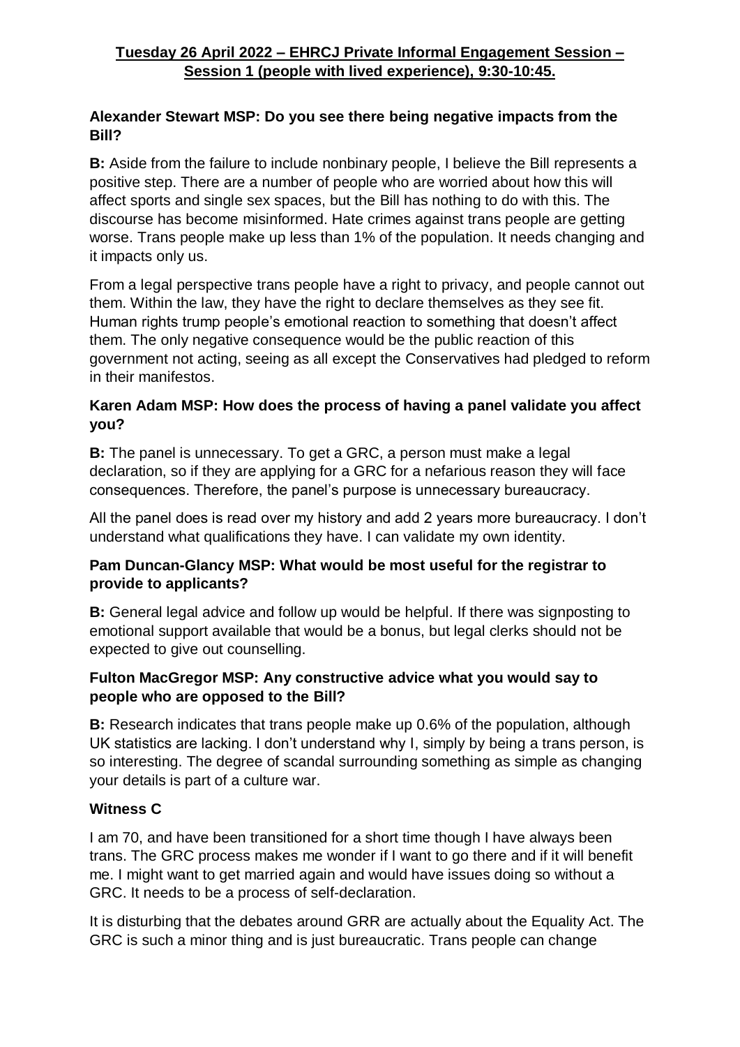**Tuesday 26 April 2022 – EHRCJ Private Informal Engagement Session – Session 1 (people with lived experience), 9:30-10:45.**

**Alexander Stewart MSP: Do you see there being negative impacts from the Bill?**

**B:** Aside from the failure to include nonbinary people, I believe the Bill represents a positive step. There are a number of people who are worried about how this will affect sports and single sex spaces, but the Bill has nothing to do with this. The discourse has become misinformed. Hate crimes against trans people are getting worse. Trans people make up less than 1% of the population. It needs changing and it impacts only us.

From a legal perspective trans people have a right to privacy, and people cannot out them. Within the law, they have the right to declare themselves as they see fit. Human rights trump people's emotional reaction to something that doesn't affect them. The only negative consequence would be the public reaction of this government not acting, seeing as all except the Conservatives had pledged to reform in their manifestos.

**Karen Adam MSP: How does the process of having a panel validate you affect you?**

**B:** The panel is unnecessary. To get a GRC, a person must make a legal declaration, so if they are applying for a GRC for a nefarious reason they will face consequences. Therefore, the panel's purpose is unnecessary bureaucracy.

All the panel does is read over my history and add 2 years more bureaucracy. I don't understand what qualifications they have. I can validate my own identity.

**Pam Duncan-Glancy MSP: What would be most useful for the registrar to provide to applicants?**

**B:** General legal advice and follow up would be helpful. If there was signposting to emotional support available that would be a bonus, but legal clerks should not be expected to give out counselling.

**Fulton MacGregor MSP: Any constructive advice what you would say to people who are opposed to the Bill?**

**B:** Research indicates that trans people make up 0.6% of the population, although UK statistics are lacking. I don't understand why I, simply by being a trans person, is so interesting. The degree of scandal surrounding something as simple as changing your details is part of a culture war.

**Witness C**

I am 70, and have been transitioned for a short time though I have always been trans. The GRC process makes me wonder if I want to go there and if it will benefit me. I might want to get married again and would have issues doing so without a GRC. It needs to be a process of self-declaration.

It is disturbing that the debates around GRR are actually about the Equality Act. The GRC is such a minor thing and is just bureaucratic. Trans people can change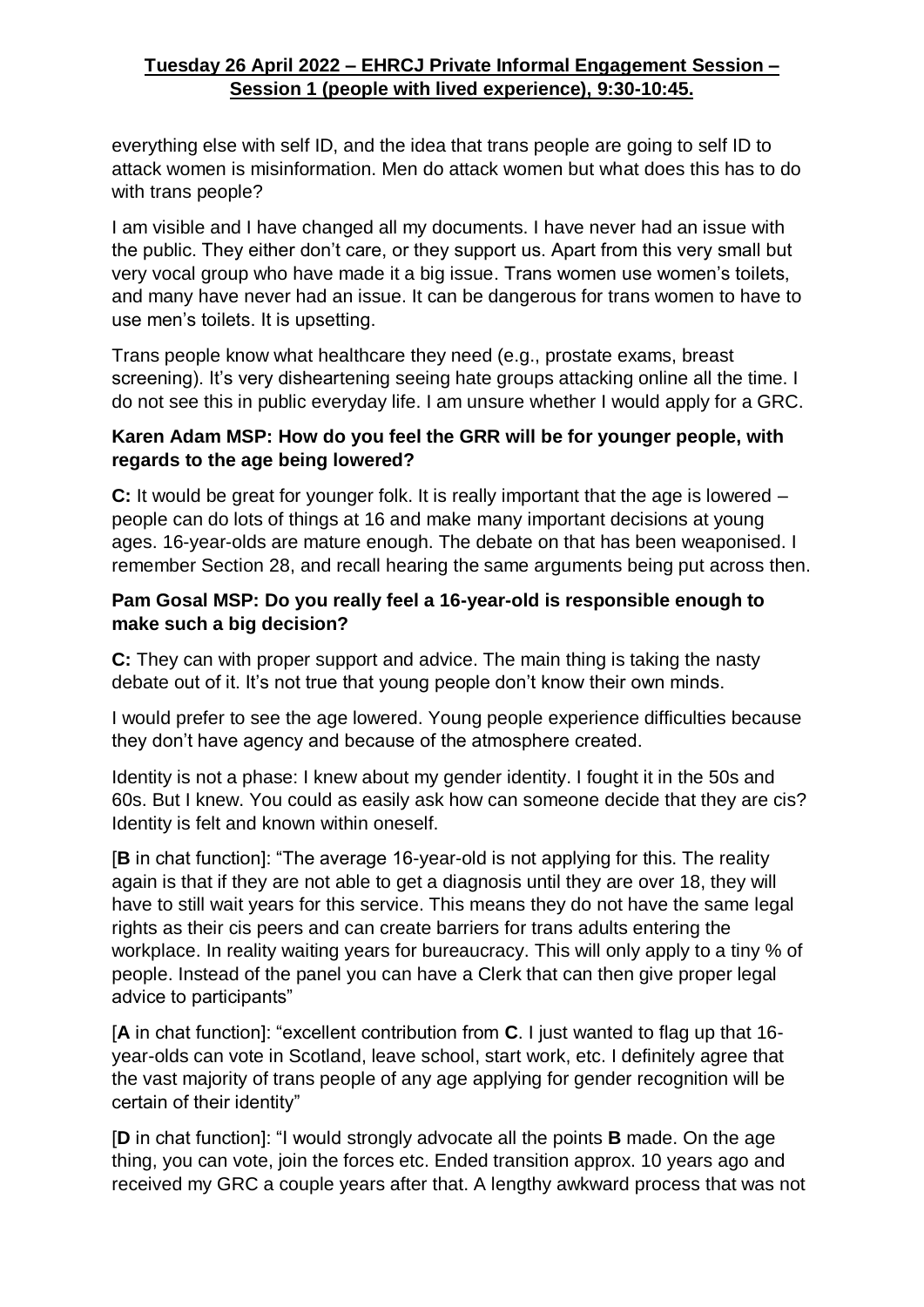everything else with self ID, and the idea that trans people are going to self ID to attack women is misinformation. Men do attack women but what does this has to do with trans people?

I am visible and I have changed all my documents. I have never had an issue with the public. They either don't care, or they support us. Apart from this very small but very vocal group who have made it a big issue. Trans women use women's toilets, and many have never had an issue. It can be dangerous for trans women to have to use men's toilets. It is upsetting.

Trans people know what healthcare they need (e.g., prostate exams, breast screening). It's very disheartening seeing hate groups attacking online all the time. I do not see this in public everyday life. I am unsure whether I would apply for a GRC.

**Karen Adam MSP: How do you feel the GRR will be for younger people, with regards to the age being lowered?**

**C:** It would be great for younger folk. It is really important that the age is lowered – people can do lots of things at 16 and make many important decisions at young ages. 16-year-olds are mature enough. The debate on that has been weaponised. I remember Section 28, and recall hearing the same arguments being put across then.

**Pam Gosal MSP: Do you really feel a 16-year-old is responsible enough to make such a big decision?**

**C:** They can with proper support and advice. The main thing is taking the nasty debate out of it. It's not true that young people don't know their own minds.

I would prefer to see the age lowered. Young people experience difficulties because they don't have agency and because of the atmosphere created.

Identity is not a phase: I knew about my gender identity. I fought it in the 50s and 60s. But I knew. You could as easily ask how can someone decide that they are cis? Identity is felt and known within oneself.

[**B** in chat function]: "The average 16-year-old is not applying for this. The reality again is that if they are not able to get a diagnosis until they are over 18, they will have to still wait years for this service. This means they do not have the same legal rights as their cis peers and can create barriers for trans adults entering the workplace. In reality waiting years for bureaucracy. This will only apply to a tiny % of people. Instead of the panel you can have a Clerk that can then give proper legal advice to participants"

[**A** in chat function]: "excellent contribution from **C**. I just wanted to flag up that 16-year-olds can vote in Scotland, leave school, start work, etc. I definitely agree that the vast majority of trans people of any age applying for gender recognition will be certain of their identity"

[**D** in chat function]: "I would strongly advocate all the points **B** made. On the age thing, you can vote, join the forces etc. Ended transition approx. 10 years ago and received my GRC a couple years after that. A lengthy awkward process that was not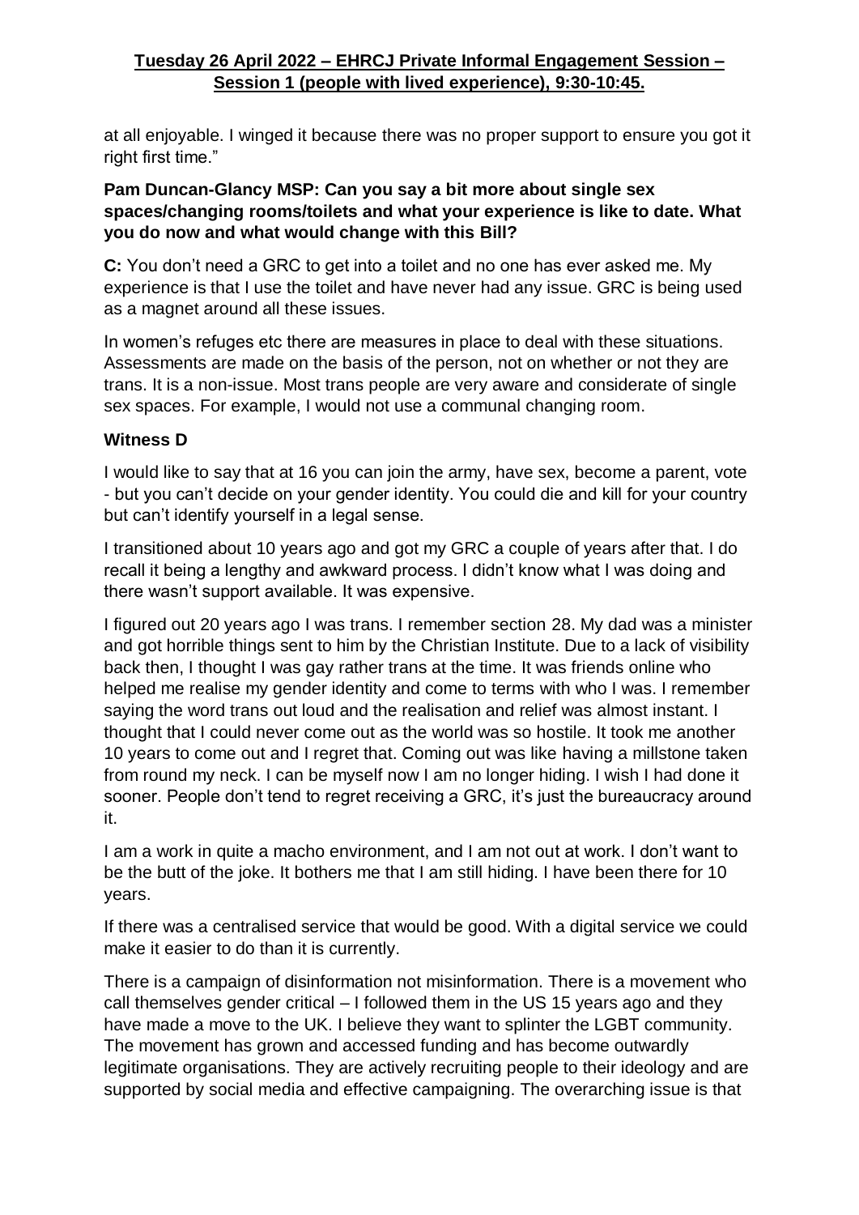at all enjoyable. I winged it because there was no proper support to ensure you got it right first time."

**Pam Duncan-Glancy MSP: Can you say a bit more about single sex spaces/changing rooms/toilets and what your experience is like to date. What you do now and what would change with this Bill?**

**C:** You don't need a GRC to get into a toilet and no one has ever asked me. My experience is that I use the toilet and have never had any issue. GRC is being used as a magnet around all these issues.

In women's refuges etc there are measures in place to deal with these situations. Assessments are made on the basis of the person, not on whether or not they are trans. It is a non-issue. Most trans people are very aware and considerate of single sex spaces. For example, I would not use a communal changing room.

**Witness D**

I would like to say that at 16 you can join the army, have sex, become a parent, vote - but you can't decide on your gender identity. You could die and kill for your country but can't identify yourself in a legal sense.

I transitioned about 10 years ago and got my GRC a couple of years after that. I do recall it being a lengthy and awkward process. I didn't know what I was doing and there wasn't support available. It was expensive.

I figured out 20 years ago I was trans. I remember section 28. My dad was a minister and got horrible things sent to him by the Christian Institute. Due to a lack of visibility back then, I thought I was gay rather trans at the time. It was friends online who helped me realise my gender identity and come to terms with who I was. I remember saying the word trans out loud and the realisation and relief was almost instant. I thought that I could never come out as the world was so hostile. It took me another 10 years to come out and I regret that. Coming out was like having a millstone taken from round my neck. I can be myself now I am no longer hiding. I wish I had done it sooner. People don't tend to regret receiving a GRC, it's just the bureaucracy around it.

I am a work in quite a macho environment, and I am not out at work. I don't want to be the butt of the joke. It bothers me that I am still hiding. I have been there for 10 years.

If there was a centralised service that would be good. With a digital service we could make it easier to do than it is currently.

There is a campaign of disinformation not misinformation. There is a movement who call themselves gender critical – I followed them in the US 15 years ago and they have made a move to the UK. I believe they want to splinter the LGBT community. The movement has grown and accessed funding and has become outwardly legitimate organisations. They are actively recruiting people to their ideology and are supported by social media and effective campaigning. The overarching issue is that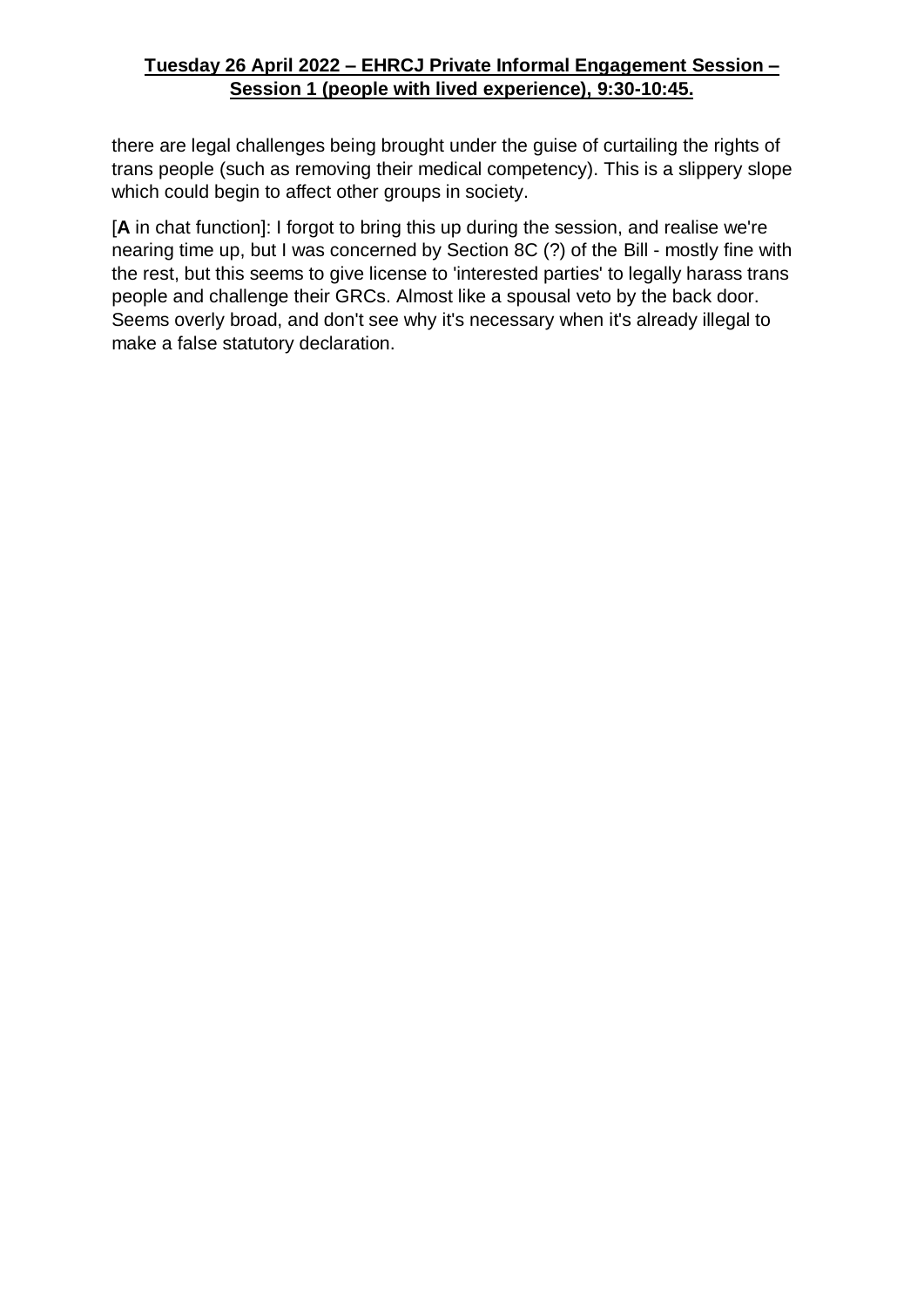there are legal challenges being brought under the guise of curtailing the rights of trans people (such as removing their medical competency). This is a slippery slope which could begin to affect other groups in society.

[**A** in chat function]: I forgot to bring this up during the session, and realise we're nearing time up, but I was concerned by Section 8C (?) of the Bill - mostly fine with the rest, but this seems to give license to 'interested parties' to legally harass trans people and challenge their GRCs. Almost like a spousal veto by the back door. Seems overly broad, and don't see why it's necessary when it's already illegal to make a false statutory declaration.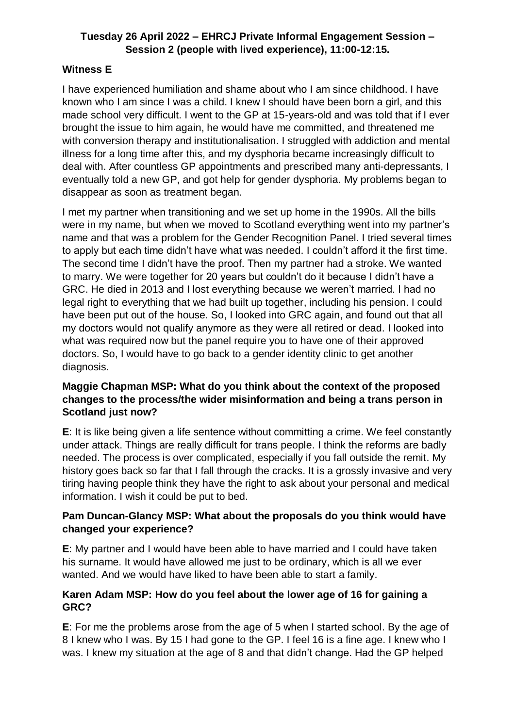**Tuesday 26 April 2022 – EHRCJ Private Informal Engagement Session – Session 2 (people with lived experience), 11:00-12:15.**

## Witness E

I have experienced humiliation and shame about who I am since childhood. I have known who I am since I was a child. I knew I should have been born a girl, and this made school very difficult. I went to the GP at 15-years-old and was told that if I ever brought the issue to him again, he would have me committed, and threatened me with conversion therapy and institutionalisation. I struggled with addiction and mental illness for a long time after this, and my dysphoria became increasingly difficult to deal with. After countless GP appointments and prescribed many anti-depressants, I eventually told a new GP, and got help for gender dysphoria. My problems began to disappear as soon as treatment began.

I met my partner when transitioning and we set up home in the 1990s. All the bills were in my name, but when we moved to Scotland everything went into my partner's name and that was a problem for the Gender Recognition Panel. I tried several times to apply but each time didn't have what was needed. I couldn't afford it the first time. The second time I didn't have the proof. Then my partner had a stroke. We wanted to marry. We were together for 20 years but couldn't do it because I didn't have a GRC. He died in 2013 and I lost everything because we weren't married. I had no legal right to everything that we had built up together, including his pension. I could have been put out of the house. So, I looked into GRC again, and found out that all my doctors would not qualify anymore as they were all retired or dead. I looked into what was required now but the panel require you to have one of their approved doctors. So, I would have to go back to a gender identity clinic to get another diagnosis.

**Maggie Chapman MSP: What do you think about the context of the proposed changes to the process/the wider misinformation and being a trans person in Scotland just now?**

**E**: It is like being given a life sentence without committing a crime. We feel constantly under attack. Things are really difficult for trans people. I think the reforms are badly needed. The process is over complicated, especially if you fall outside the remit. My history goes back so far that I fall through the cracks. It is a grossly invasive and very tiring having people think they have the right to ask about your personal and medical information. I wish it could be put to bed.

**Pam Duncan-Glancy MSP: What about the proposals do you think would have changed your experience?**

**E**: My partner and I would have been able to have married and I could have taken his surname. It would have allowed me just to be ordinary, which is all we ever wanted. And we would have liked to have been able to start a family.

**Karen Adam MSP: How do you feel about the lower age of 16 for gaining a GRC?**

**E**: For me the problems arose from the age of 5 when I started school. By the age of 8 I knew who I was. By 15 I had gone to the GP. I feel 16 is a fine age. I knew who I was. I knew my situation at the age of 8 and that didn't change. Had the GP helped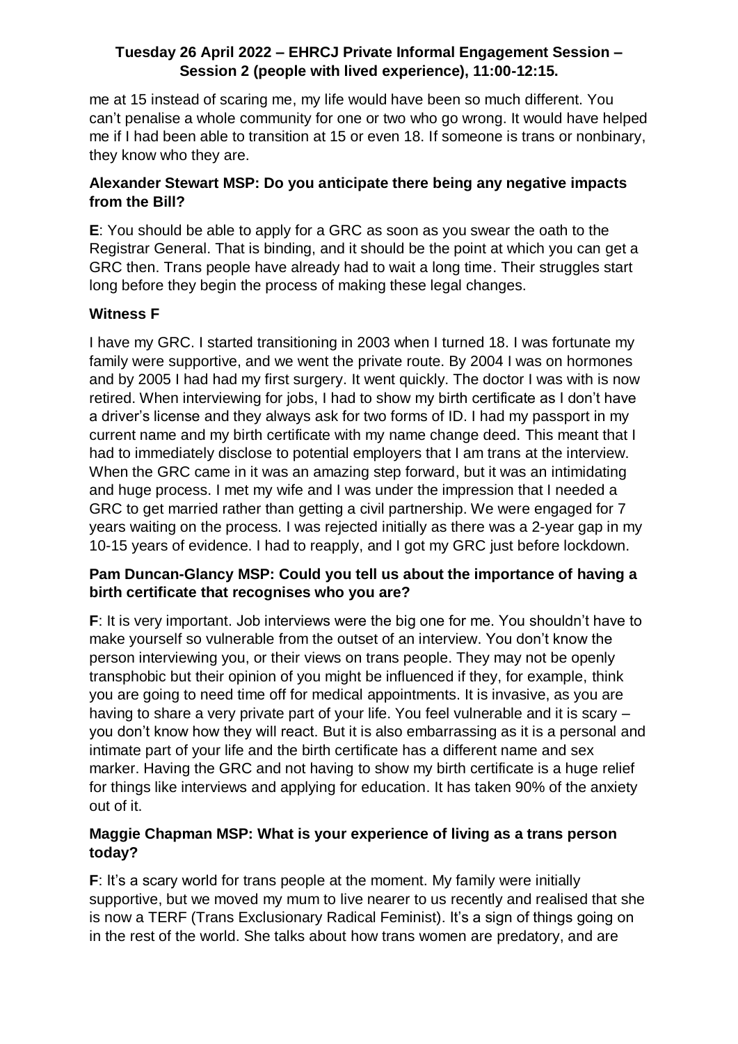me at 15 instead of scaring me, my life would have been so much different. You can't penalise a whole community for one or two who go wrong. It would have helped me if I had been able to transition at 15 or even 18. If someone is trans or nonbinary, they know who they are.

**Alexander Stewart MSP: Do you anticipate there being any negative impacts from the Bill?**

**E**: You should be able to apply for a GRC as soon as you swear the oath to the Registrar General. That is binding, and it should be the point at which you can get a GRC then. Trans people have already had to wait a long time. Their struggles start long before they begin the process of making these legal changes.

**Witness F**

I have my GRC. I started transitioning in 2003 when I turned 18. I was fortunate my family were supportive, and we went the private route. By 2004 I was on hormones and by 2005 I had had my first surgery. It went quickly. The doctor I was with is now retired. When interviewing for jobs, I had to show my birth certificate as I don't have a driver's license and they always ask for two forms of ID. I had my passport in my current name and my birth certificate with my name change deed. This meant that I had to immediately disclose to potential employers that I am trans at the interview. When the GRC came in it was an amazing step forward, but it was an intimidating and huge process. I met my wife and I was under the impression that I needed a GRC to get married rather than getting a civil partnership. We were engaged for 7 years waiting on the process. I was rejected initially as there was a 2-year gap in my 10-15 years of evidence. I had to reapply, and I got my GRC just before lockdown.

**Pam Duncan-Glancy MSP: Could you tell us about the importance of having a birth certificate that recognises who you are?**

**F**: It is very important. Job interviews were the big one for me. You shouldn't have to make yourself so vulnerable from the outset of an interview. You don't know the person interviewing you, or their views on trans people. They may not be openly transphobic but their opinion of you might be influenced if they, for example, think you are going to need time off for medical appointments. It is invasive, as you are having to share a very private part of your life. You feel vulnerable and it is scary – you don't know how they will react. But it is also embarrassing as it is a personal and intimate part of your life and the birth certificate has a different name and sex marker. Having the GRC and not having to show my birth certificate is a huge relief for things like interviews and applying for education. It has taken 90% of the anxiety out of it.

**Maggie Chapman MSP: What is your experience of living as a trans person today?**

**F**: It's a scary world for trans people at the moment. My family were initially supportive, but we moved my mum to live nearer to us recently and realised that she is now a TERF (Trans Exclusionary Radical Feminist). It's a sign of things going on in the rest of the world. She talks about how trans women are predatory, and are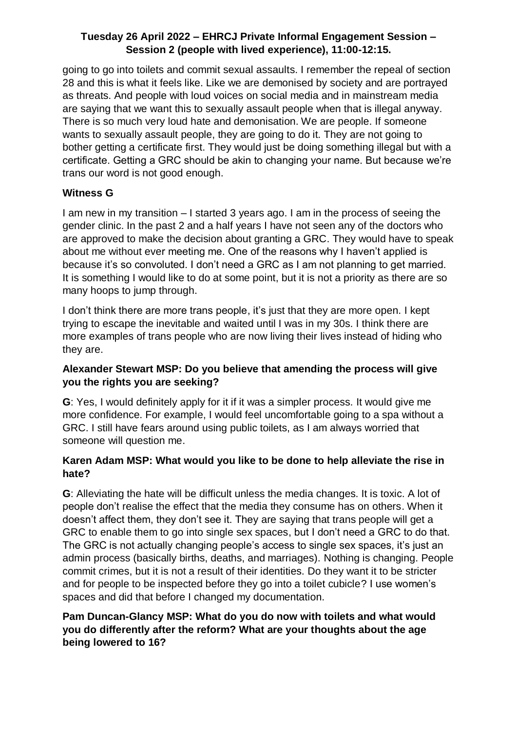going to go into toilets and commit sexual assaults. I remember the repeal of section 28 and this is what it feels like. Like we are demonised by society and are portrayed as threats. And people with loud voices on social media and in mainstream media are saying that we want this to sexually assault people when that is illegal anyway. There is so much very loud hate and demonisation. We are people. If someone wants to sexually assault people, they are going to do it. They are not going to bother getting a certificate first. They would just be doing something illegal but with a certificate. Getting a GRC should be akin to changing your name. But because we're trans our word is not good enough.

**Witness G**

I am new in my transition – I started 3 years ago. I am in the process of seeing the gender clinic. In the past 2 and a half years I have not seen any of the doctors who are approved to make the decision about granting a GRC. They would have to speak about me without ever meeting me. One of the reasons why I haven't applied is because it's so convoluted. I don't need a GRC as I am not planning to get married. It is something I would like to do at some point, but it is not a priority as there are so many hoops to jump through.

I don't think there are more trans people, it's just that they are more open. I kept trying to escape the inevitable and waited until I was in my 30s. I think there are more examples of trans people who are now living their lives instead of hiding who they are.

**Alexander Stewart MSP: Do you believe that amending the process will give you the rights you are seeking?**

**G**: Yes, I would definitely apply for it if it was a simpler process. It would give me more confidence. For example, I would feel uncomfortable going to a spa without a GRC. I still have fears around using public toilets, as I am always worried that someone will question me.

**Karen Adam MSP: What would you like to be done to help alleviate the rise in hate?**

**G**: Alleviating the hate will be difficult unless the media changes. It is toxic. A lot of people don't realise the effect that the media they consume has on others. When it doesn't affect them, they don't see it. They are saying that trans people will get a GRC to enable them to go into single sex spaces, but I don't need a GRC to do that. The GRC is not actually changing people's access to single sex spaces, it's just an admin process (basically births, deaths, and marriages). Nothing is changing. People commit crimes, but it is not a result of their identities. Do they want it to be stricter and for people to be inspected before they go into a toilet cubicle? I use women's spaces and did that before I changed my documentation.

**Pam Duncan-Glancy MSP: What do you do now with toilets and what would you do differently after the reform? What are your thoughts about the age being lowered to 16?**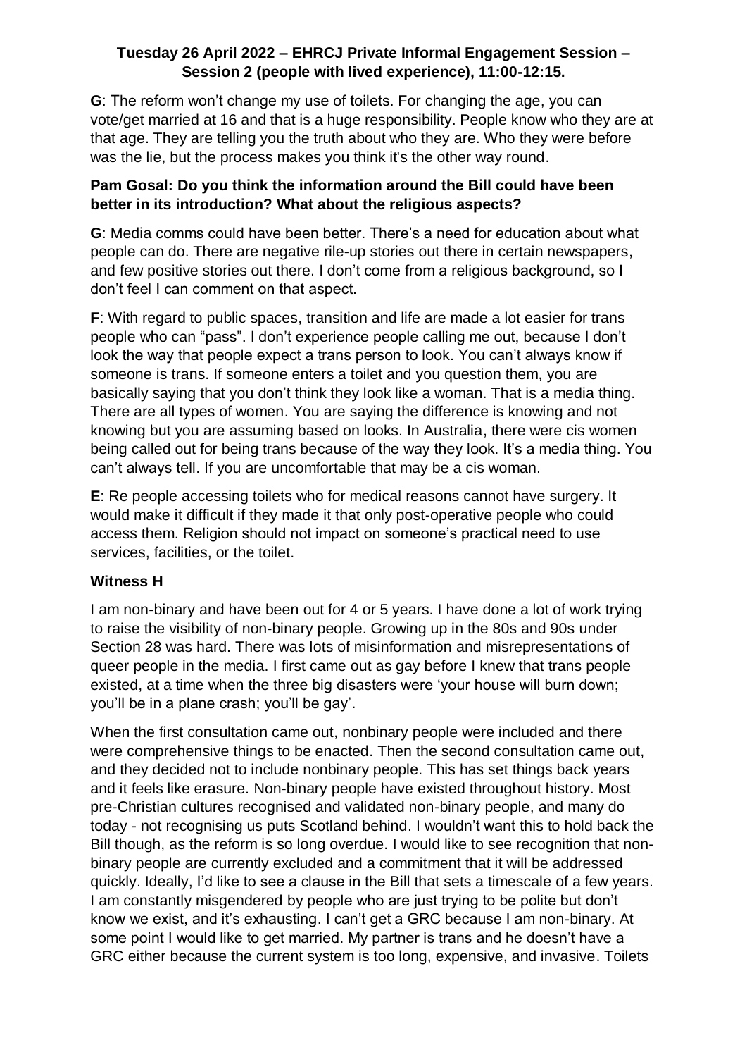**Tuesday 26 April 2022 – EHRCJ Private Informal Engagement Session – Session 2 (people with lived experience), 11:00-12:15.**

**G**: The reform won't change my use of toilets. For changing the age, you can vote/get married at 16 and that is a huge responsibility. People know who they are at that age. They are telling you the truth about who they are. Who they were before was the lie, but the process makes you think it's the other way round.

**Pam Gosal: Do you think the information around the Bill could have been better in its introduction? What about the religious aspects?**

**G**: Media comms could have been better. There's a need for education about what people can do. There are negative rile-up stories out there in certain newspapers, and few positive stories out there. I don't come from a religious background, so I don't feel I can comment on that aspect.

**F**: With regard to public spaces, transition and life are made a lot easier for trans people who can "pass". I don't experience people calling me out, because I don't look the way that people expect a trans person to look. You can't always know if someone is trans. If someone enters a toilet and you question them, you are basically saying that you don't think they look like a woman. That is a media thing. There are all types of women. You are saying the difference is knowing and not knowing but you are assuming based on looks. In Australia, there were cis women being called out for being trans because of the way they look. It's a media thing. You can't always tell. If you are uncomfortable that may be a cis woman.

**E**: Re people accessing toilets who for medical reasons cannot have surgery. It would make it difficult if they made it that only post-operative people who could access them. Religion should not impact on someone's practical need to use services, facilities, or the toilet.

### Witness H

I am non-binary and have been out for 4 or 5 years. I have done a lot of work trying to raise the visibility of non-binary people. Growing up in the 80s and 90s under Section 28 was hard. There was lots of misinformation and misrepresentations of queer people in the media. I first came out as gay before I knew that trans people existed, at a time when the three big disasters were 'your house will burn down; you'll be in a plane crash; you'll be gay'.

When the first consultation came out, nonbinary people were included and there were comprehensive things to be enacted. Then the second consultation came out, and they decided not to include nonbinary people. This has set things back years and it feels like erasure. Non-binary people have existed throughout history. Most pre-Christian cultures recognised and validated non-binary people, and many do today - not recognising us puts Scotland behind. I wouldn't want this to hold back the Bill though, as the reform is so long overdue. I would like to see recognition that non-binary people are currently excluded and a commitment that it will be addressed quickly. Ideally, I'd like to see a clause in the Bill that sets a timescale of a few years. I am constantly misgendered by people who are just trying to be polite but don't know we exist, and it's exhausting. I can't get a GRC because I am non-binary. At some point I would like to get married. My partner is trans and he doesn't have a GRC either because the current system is too long, expensive, and invasive. Toilets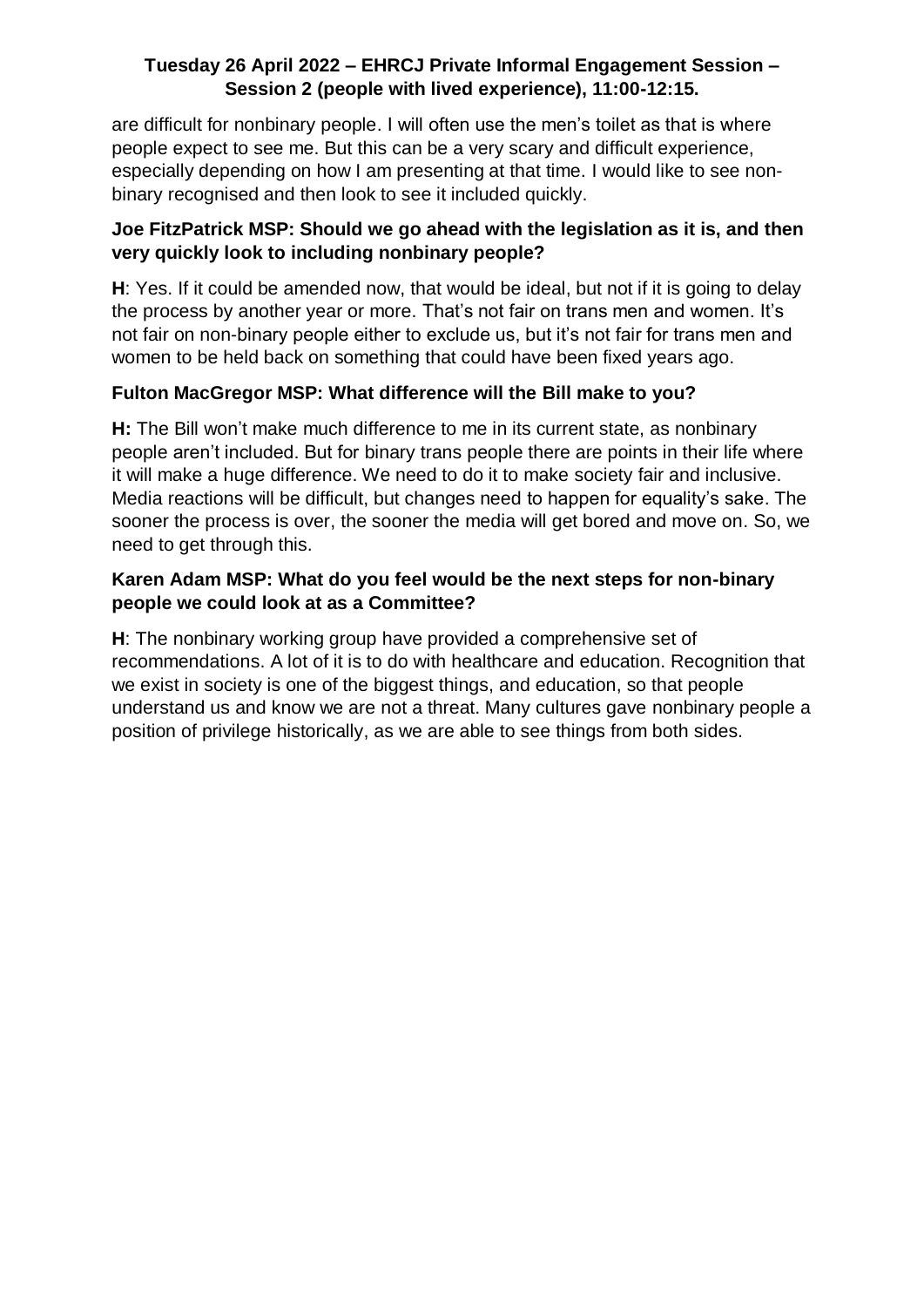are difficult for nonbinary people. I will often use the men's toilet as that is where people expect to see me. But this can be a very scary and difficult experience, especially depending on how I am presenting at that time. I would like to see non-binary recognised and then look to see it included quickly.

**Joe FitzPatrick MSP: Should we go ahead with the legislation as it is, and then very quickly look to including nonbinary people?**

**H**: Yes. If it could be amended now, that would be ideal, but not if it is going to delay the process by another year or more. That's not fair on trans men and women. It's not fair on non-binary people either to exclude us, but it's not fair for trans men and women to be held back on something that could have been fixed years ago.

**Fulton MacGregor MSP: What difference will the Bill make to you?**

**H:** The Bill won't make much difference to me in its current state, as nonbinary people aren't included. But for binary trans people there are points in their life where it will make a huge difference. We need to do it to make society fair and inclusive. Media reactions will be difficult, but changes need to happen for equality's sake. The sooner the process is over, the sooner the media will get bored and move on. So, we need to get through this.

**Karen Adam MSP: What do you feel would be the next steps for non-binary people we could look at as a Committee?**

**H**: The nonbinary working group have provided a comprehensive set of recommendations. A lot of it is to do with healthcare and education. Recognition that we exist in society is one of the biggest things, and education, so that people understand us and know we are not a threat. Many cultures gave nonbinary people a position of privilege historically, as we are able to see things from both sides.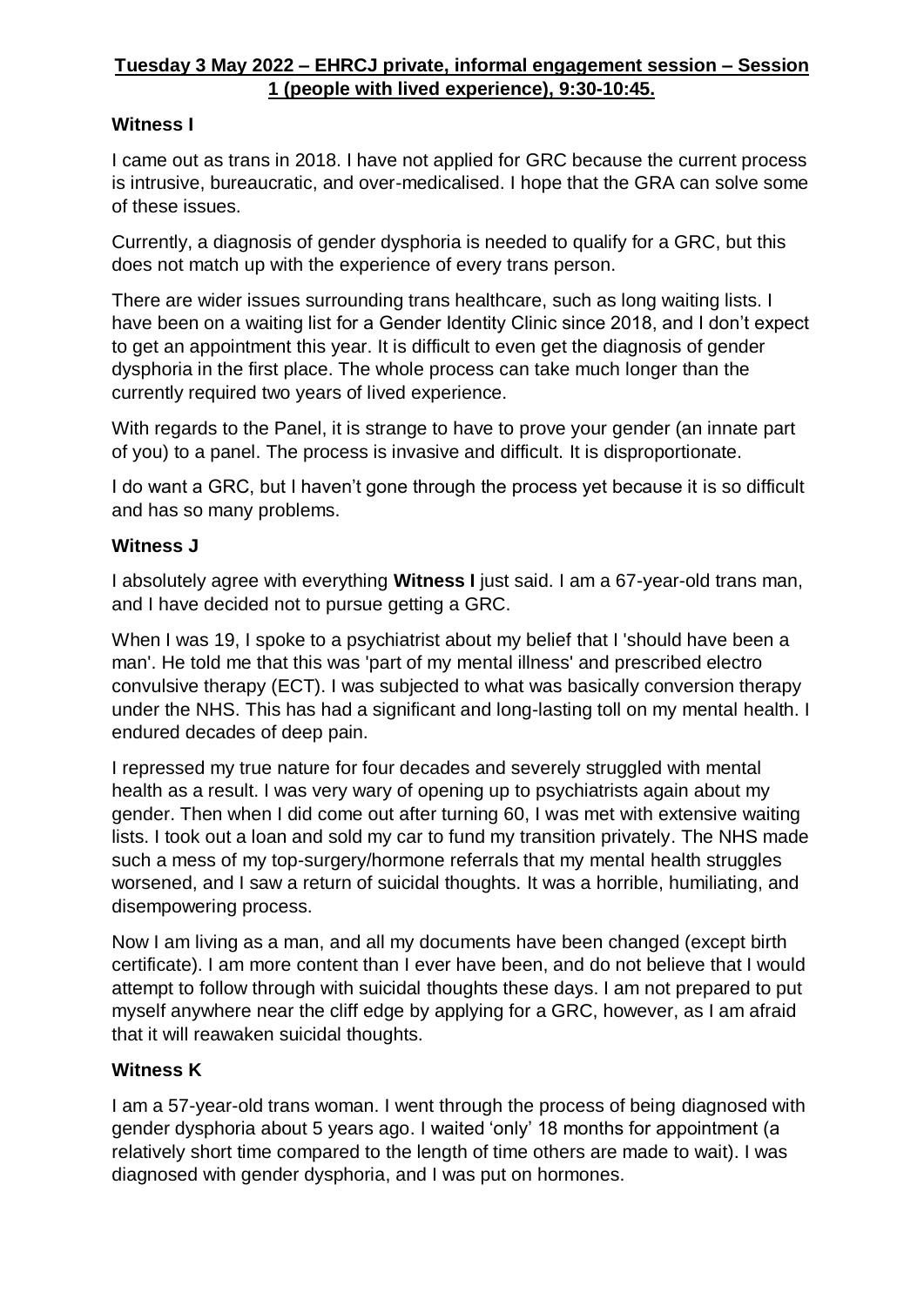**Tuesday 3 May 2022 – EHRCJ private, informal engagement session – Session 1 (people with lived experience), 9:30-10:45.**

**Witness I**

I came out as trans in 2018. I have not applied for GRC because the current process is intrusive, bureaucratic, and over-medicalised. I hope that the GRA can solve some of these issues.

Currently, a diagnosis of gender dysphoria is needed to qualify for a GRC, but this does not match up with the experience of every trans person.

There are wider issues surrounding trans healthcare, such as long waiting lists. I have been on a waiting list for a Gender Identity Clinic since 2018, and I don't expect to get an appointment this year. It is difficult to even get the diagnosis of gender dysphoria in the first place. The whole process can take much longer than the currently required two years of lived experience.

With regards to the Panel, it is strange to have to prove your gender (an innate part of you) to a panel. The process is invasive and difficult. It is disproportionate.

I do want a GRC, but I haven't gone through the process yet because it is so difficult and has so many problems.

**Witness J**

I absolutely agree with everything **Witness I** just said. I am a 67-year-old trans man, and I have decided not to pursue getting a GRC.

When I was 19, I spoke to a psychiatrist about my belief that I 'should have been a man'. He told me that this was 'part of my mental illness' and prescribed electro convulsive therapy (ECT). I was subjected to what was basically conversion therapy under the NHS. This has had a significant and long-lasting toll on my mental health. I endured decades of deep pain.

I repressed my true nature for four decades and severely struggled with mental health as a result. I was very wary of opening up to psychiatrists again about my gender. Then when I did come out after turning 60, I was met with extensive waiting lists. I took out a loan and sold my car to fund my transition privately. The NHS made such a mess of my top-surgery/hormone referrals that my mental health struggles worsened, and I saw a return of suicidal thoughts. It was a horrible, humiliating, and disempowering process.

Now I am living as a man, and all my documents have been changed (except birth certificate). I am more content than I ever have been, and do not believe that I would attempt to follow through with suicidal thoughts these days. I am not prepared to put myself anywhere near the cliff edge by applying for a GRC, however, as I am afraid that it will reawaken suicidal thoughts.

**Witness K**

I am a 57-year-old trans woman. I went through the process of being diagnosed with gender dysphoria about 5 years ago. I waited 'only' 18 months for appointment (a relatively short time compared to the length of time others are made to wait). I was diagnosed with gender dysphoria, and I was put on hormones.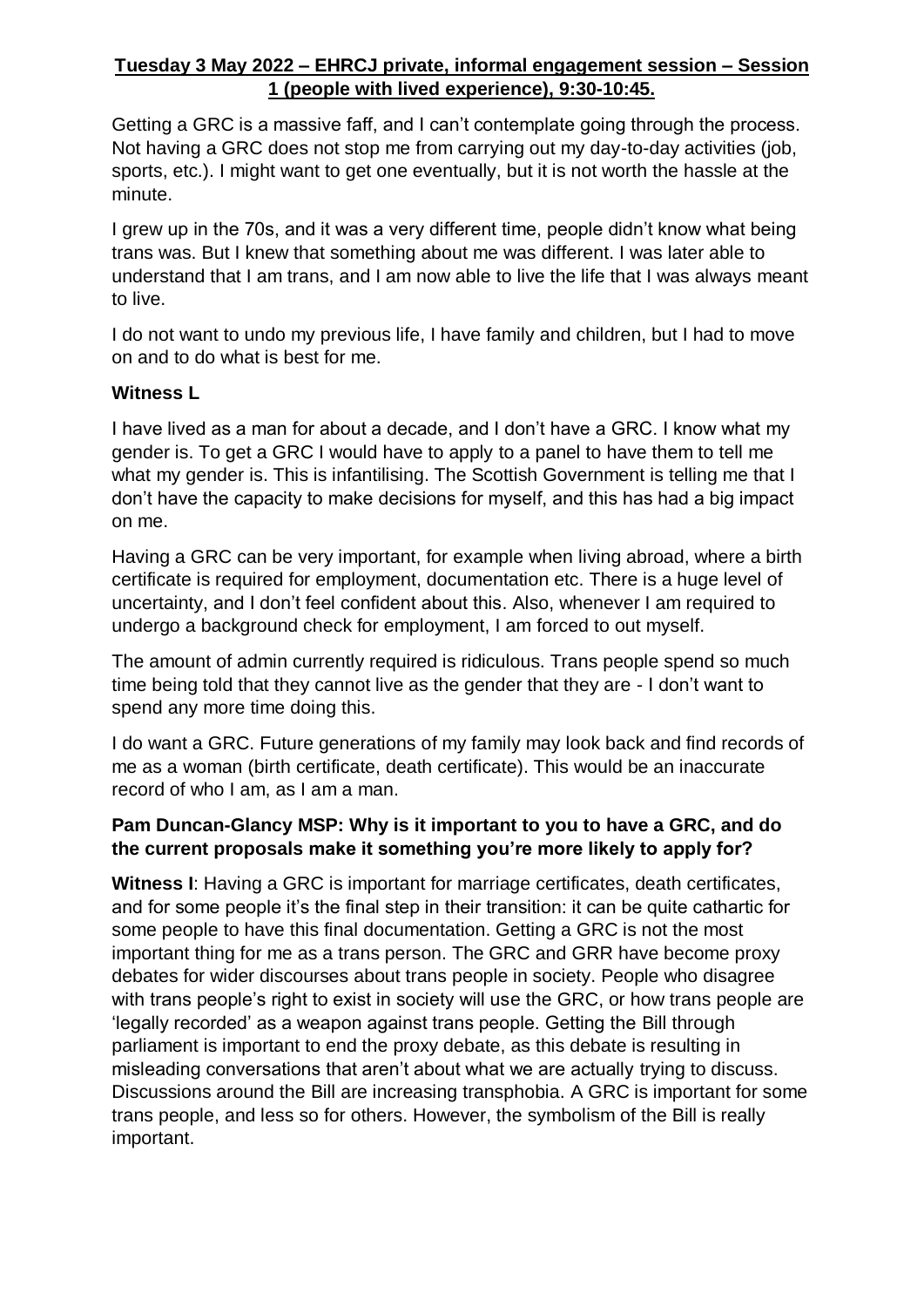**Tuesday 3 May 2022 – EHRCJ private, informal engagement session – Session 1 (people with lived experience), 9:30-10:45.**

Getting a GRC is a massive faff, and I can't contemplate going through the process. Not having a GRC does not stop me from carrying out my day-to-day activities (job, sports, etc.). I might want to get one eventually, but it is not worth the hassle at the minute.

I grew up in the 70s, and it was a very different time, people didn't know what being trans was. But I knew that something about me was different. I was later able to understand that I am trans, and I am now able to live the life that I was always meant to live.

I do not want to undo my previous life, I have family and children, but I had to move on and to do what is best for me.

**Witness L**

I have lived as a man for about a decade, and I don't have a GRC. I know what my gender is. To get a GRC I would have to apply to a panel to have them to tell me what my gender is. This is infantilising. The Scottish Government is telling me that I don't have the capacity to make decisions for myself, and this has had a big impact on me.

Having a GRC can be very important, for example when living abroad, where a birth certificate is required for employment, documentation etc. There is a huge level of uncertainty, and I don't feel confident about this. Also, whenever I am required to undergo a background check for employment, I am forced to out myself.

The amount of admin currently required is ridiculous. Trans people spend so much time being told that they cannot live as the gender that they are - I don't want to spend any more time doing this.

I do want a GRC. Future generations of my family may look back and find records of me as a woman (birth certificate, death certificate). This would be an inaccurate record of who I am, as I am a man.

**Pam Duncan-Glancy MSP: Why is it important to you to have a GRC, and do the current proposals make it something you're more likely to apply for?**

**Witness I**: Having a GRC is important for marriage certificates, death certificates, and for some people it's the final step in their transition: it can be quite cathartic for some people to have this final documentation. Getting a GRC is not the most important thing for me as a trans person. The GRC and GRR have become proxy debates for wider discourses about trans people in society. People who disagree with trans people's right to exist in society will use the GRC, or how trans people are 'legally recorded' as a weapon against trans people. Getting the Bill through parliament is important to end the proxy debate, as this debate is resulting in misleading conversations that aren't about what we are actually trying to discuss. Discussions around the Bill are increasing transphobia. A GRC is important for some trans people, and less so for others. However, the symbolism of the Bill is really important.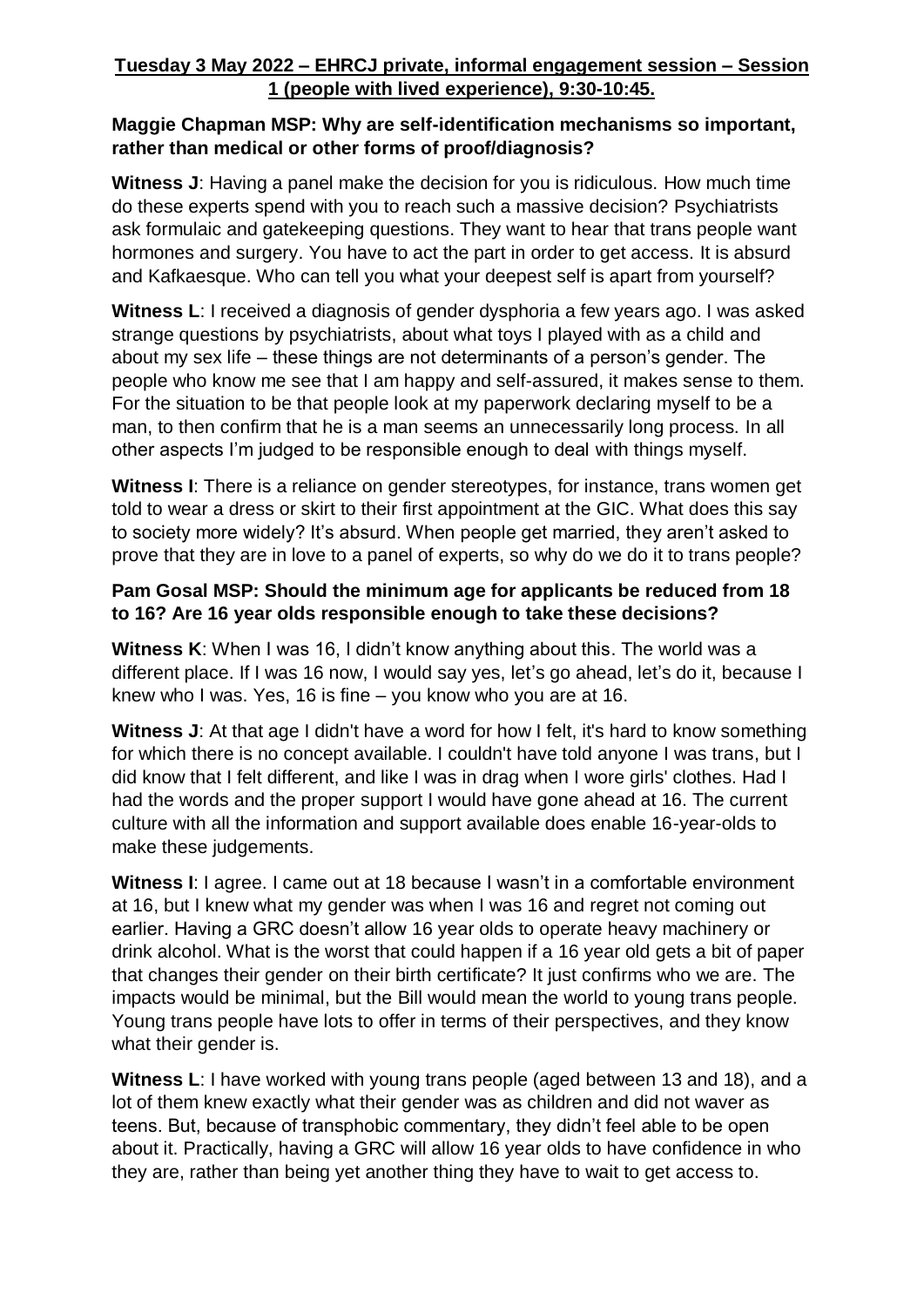**Tuesday 3 May 2022 – EHRCJ private, informal engagement session – Session 1 (people with lived experience), 9:30-10:45.**

**Maggie Chapman MSP: Why are self-identification mechanisms so important, rather than medical or other forms of proof/diagnosis?**

**Witness J**: Having a panel make the decision for you is ridiculous. How much time do these experts spend with you to reach such a massive decision? Psychiatrists ask formulaic and gatekeeping questions. They want to hear that trans people want hormones and surgery. You have to act the part in order to get access. It is absurd and Kafkaesque. Who can tell you what your deepest self is apart from yourself?

**Witness L**: I received a diagnosis of gender dysphoria a few years ago. I was asked strange questions by psychiatrists, about what toys I played with as a child and about my sex life – these things are not determinants of a person's gender. The people who know me see that I am happy and self-assured, it makes sense to them. For the situation to be that people look at my paperwork declaring myself to be a man, to then confirm that he is a man seems an unnecessarily long process. In all other aspects I'm judged to be responsible enough to deal with things myself.

**Witness I**: There is a reliance on gender stereotypes, for instance, trans women get told to wear a dress or skirt to their first appointment at the GIC. What does this say to society more widely? It's absurd. When people get married, they aren't asked to prove that they are in love to a panel of experts, so why do we do it to trans people?

**Pam Gosal MSP: Should the minimum age for applicants be reduced from 18 to 16? Are 16 year olds responsible enough to take these decisions?**

**Witness K**: When I was 16, I didn't know anything about this. The world was a different place. If I was 16 now, I would say yes, let's go ahead, let's do it, because I knew who I was. Yes, 16 is fine – you know who you are at 16.

**Witness J**: At that age I didn't have a word for how I felt, it's hard to know something for which there is no concept available. I couldn't have told anyone I was trans, but I did know that I felt different, and like I was in drag when I wore girls' clothes. Had I had the words and the proper support I would have gone ahead at 16. The current culture with all the information and support available does enable 16-year-olds to make these judgements.

**Witness I**: I agree. I came out at 18 because I wasn't in a comfortable environment at 16, but I knew what my gender was when I was 16 and regret not coming out earlier. Having a GRC doesn't allow 16 year olds to operate heavy machinery or drink alcohol. What is the worst that could happen if a 16 year old gets a bit of paper that changes their gender on their birth certificate? It just confirms who we are. The impacts would be minimal, but the Bill would mean the world to young trans people. Young trans people have lots to offer in terms of their perspectives, and they know what their gender is.

**Witness L**: I have worked with young trans people (aged between 13 and 18), and a lot of them knew exactly what their gender was as children and did not waver as teens. But, because of transphobic commentary, they didn't feel able to be open about it. Practically, having a GRC will allow 16 year olds to have confidence in who they are, rather than being yet another thing they have to wait to get access to.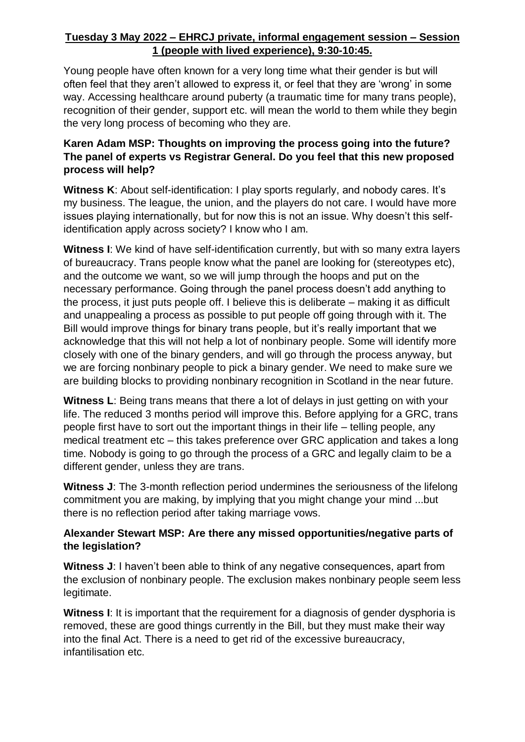**Tuesday 3 May 2022 – EHRCJ private, informal engagement session – Session 1 (people with lived experience), 9:30-10:45.**

Young people have often known for a very long time what their gender is but will often feel that they aren't allowed to express it, or feel that they are 'wrong' in some way. Accessing healthcare around puberty (a traumatic time for many trans people), recognition of their gender, support etc. will mean the world to them while they begin the very long process of becoming who they are.

**Karen Adam MSP: Thoughts on improving the process going into the future? The panel of experts vs Registrar General. Do you feel that this new proposed process will help?**

**Witness K**: About self-identification: I play sports regularly, and nobody cares. It's my business. The league, the union, and the players do not care. I would have more issues playing internationally, but for now this is not an issue. Why doesn't this self-identification apply across society? I know who I am.

**Witness I**: We kind of have self-identification currently, but with so many extra layers of bureaucracy. Trans people know what the panel are looking for (stereotypes etc), and the outcome we want, so we will jump through the hoops and put on the necessary performance. Going through the panel process doesn't add anything to the process, it just puts people off. I believe this is deliberate – making it as difficult and unappealing a process as possible to put people off going through with it. The Bill would improve things for binary trans people, but it's really important that we acknowledge that this will not help a lot of nonbinary people. Some will identify more closely with one of the binary genders, and will go through the process anyway, but we are forcing nonbinary people to pick a binary gender. We need to make sure we are building blocks to providing nonbinary recognition in Scotland in the near future.

**Witness L**: Being trans means that there a lot of delays in just getting on with your life. The reduced 3 months period will improve this. Before applying for a GRC, trans people first have to sort out the important things in their life – telling people, any medical treatment etc – this takes preference over GRC application and takes a long time. Nobody is going to go through the process of a GRC and legally claim to be a different gender, unless they are trans.

**Witness J**: The 3-month reflection period undermines the seriousness of the lifelong commitment you are making, by implying that you might change your mind ...but there is no reflection period after taking marriage vows.

**Alexander Stewart MSP: Are there any missed opportunities/negative parts of the legislation?**

**Witness J**: I haven't been able to think of any negative consequences, apart from the exclusion of nonbinary people. The exclusion makes nonbinary people seem less legitimate.

**Witness I**: It is important that the requirement for a diagnosis of gender dysphoria is removed, these are good things currently in the Bill, but they must make their way into the final Act. There is a need to get rid of the excessive bureaucracy, infantilisation etc.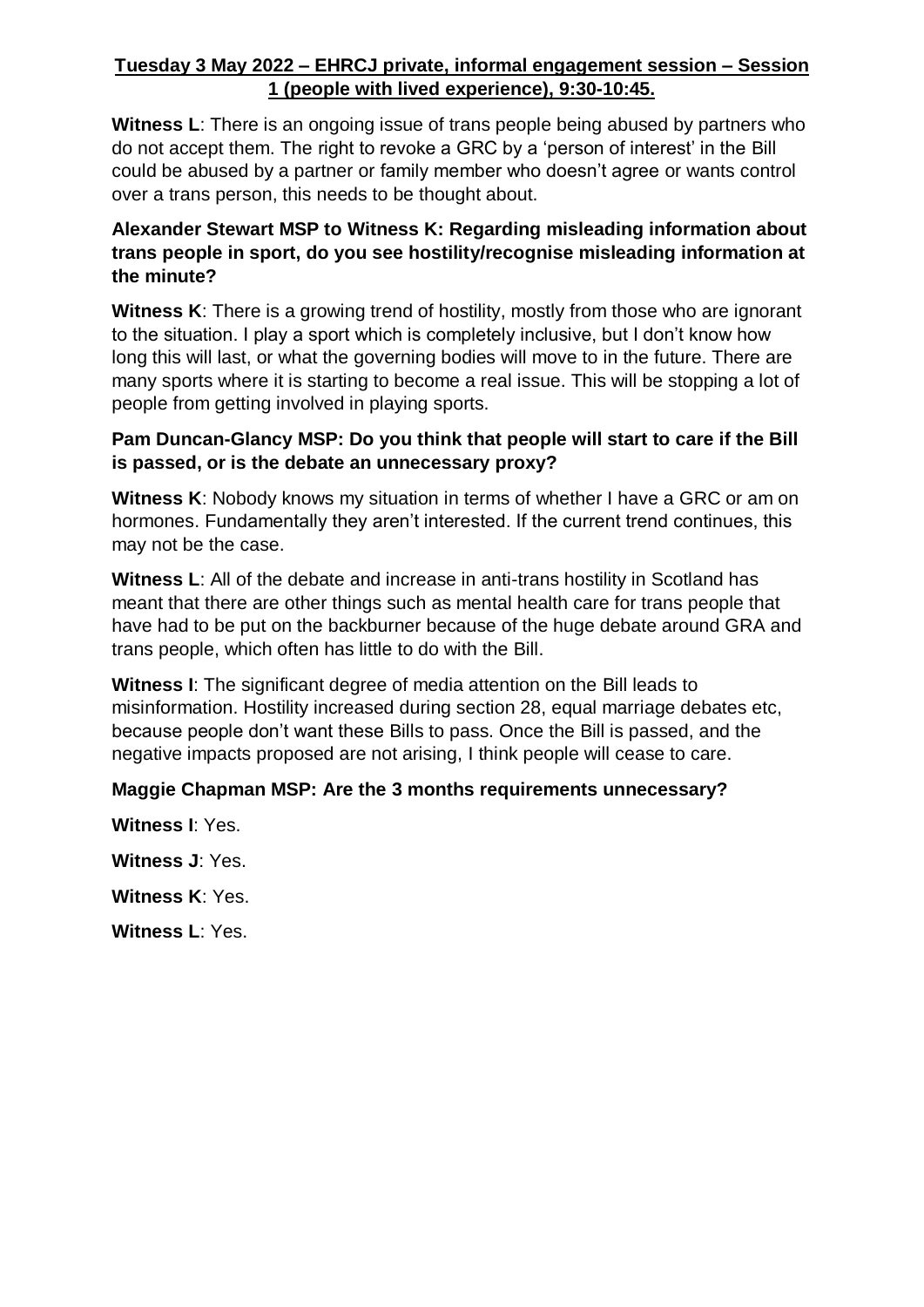**Tuesday 3 May 2022 – EHRCJ private, informal engagement session – Session 1 (people with lived experience), 9:30-10:45.**

**Witness L**: There is an ongoing issue of trans people being abused by partners who do not accept them. The right to revoke a GRC by a 'person of interest' in the Bill could be abused by a partner or family member who doesn't agree or wants control over a trans person, this needs to be thought about.

**Alexander Stewart MSP to Witness K: Regarding misleading information about trans people in sport, do you see hostility/recognise misleading information at the minute?**

**Witness K**: There is a growing trend of hostility, mostly from those who are ignorant to the situation. I play a sport which is completely inclusive, but I don't know how long this will last, or what the governing bodies will move to in the future. There are many sports where it is starting to become a real issue. This will be stopping a lot of people from getting involved in playing sports.

**Pam Duncan-Glancy MSP: Do you think that people will start to care if the Bill is passed, or is the debate an unnecessary proxy?**

**Witness K**: Nobody knows my situation in terms of whether I have a GRC or am on hormones. Fundamentally they aren't interested. If the current trend continues, this may not be the case.

**Witness L**: All of the debate and increase in anti-trans hostility in Scotland has meant that there are other things such as mental health care for trans people that have had to be put on the backburner because of the huge debate around GRA and trans people, which often has little to do with the Bill.

**Witness I**: The significant degree of media attention on the Bill leads to misinformation. Hostility increased during section 28, equal marriage debates etc, because people don't want these Bills to pass. Once the Bill is passed, and the negative impacts proposed are not arising, I think people will cease to care.

**Maggie Chapman MSP: Are the 3 months requirements unnecessary?**

**Witness I**: Yes.

**Witness J**: Yes.

**Witness K**: Yes.

**Witness L**: Yes.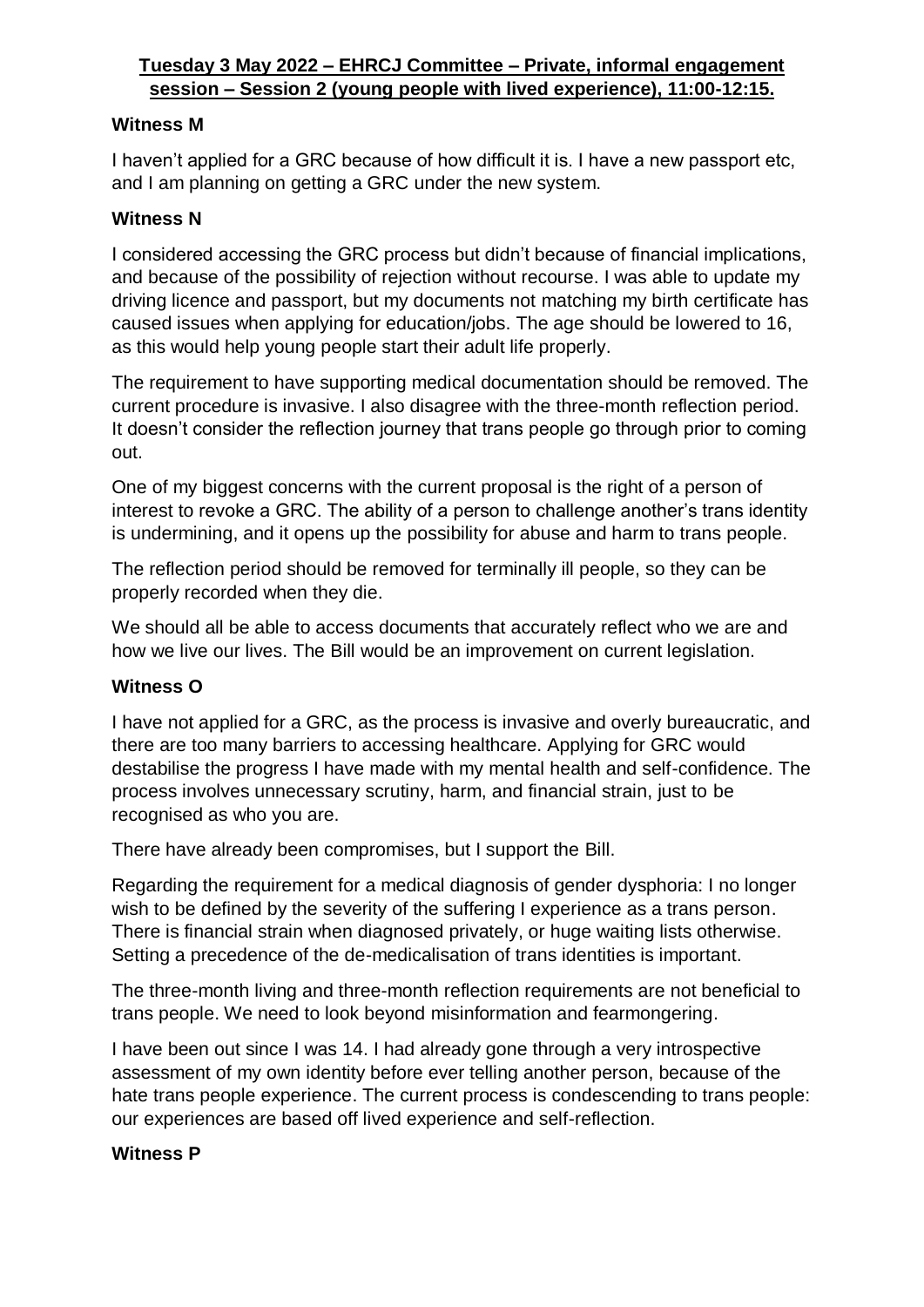**Tuesday 3 May 2022 – EHRCJ Committee – Private, informal engagement session – Session 2 (young people with lived experience), 11:00-12:15.**

**Witness M**

I haven't applied for a GRC because of how difficult it is. I have a new passport etc, and I am planning on getting a GRC under the new system.

**Witness N**

I considered accessing the GRC process but didn't because of financial implications, and because of the possibility of rejection without recourse. I was able to update my driving licence and passport, but my documents not matching my birth certificate has caused issues when applying for education/jobs. The age should be lowered to 16, as this would help young people start their adult life properly.

The requirement to have supporting medical documentation should be removed. The current procedure is invasive. I also disagree with the three-month reflection period. It doesn't consider the reflection journey that trans people go through prior to coming out.

One of my biggest concerns with the current proposal is the right of a person of interest to revoke a GRC. The ability of a person to challenge another's trans identity is undermining, and it opens up the possibility for abuse and harm to trans people.

The reflection period should be removed for terminally ill people, so they can be properly recorded when they die.

We should all be able to access documents that accurately reflect who we are and how we live our lives. The Bill would be an improvement on current legislation.

**Witness O**

I have not applied for a GRC, as the process is invasive and overly bureaucratic, and there are too many barriers to accessing healthcare. Applying for GRC would destabilise the progress I have made with my mental health and self-confidence. The process involves unnecessary scrutiny, harm, and financial strain, just to be recognised as who you are.

There have already been compromises, but I support the Bill.

Regarding the requirement for a medical diagnosis of gender dysphoria: I no longer wish to be defined by the severity of the suffering I experience as a trans person. There is financial strain when diagnosed privately, or huge waiting lists otherwise. Setting a precedence of the de-medicalisation of trans identities is important.

The three-month living and three-month reflection requirements are not beneficial to trans people. We need to look beyond misinformation and fearmongering.

I have been out since I was 14. I had already gone through a very introspective assessment of my own identity before ever telling another person, because of the hate trans people experience. The current process is condescending to trans people: our experiences are based off lived experience and self-reflection.

**Witness P**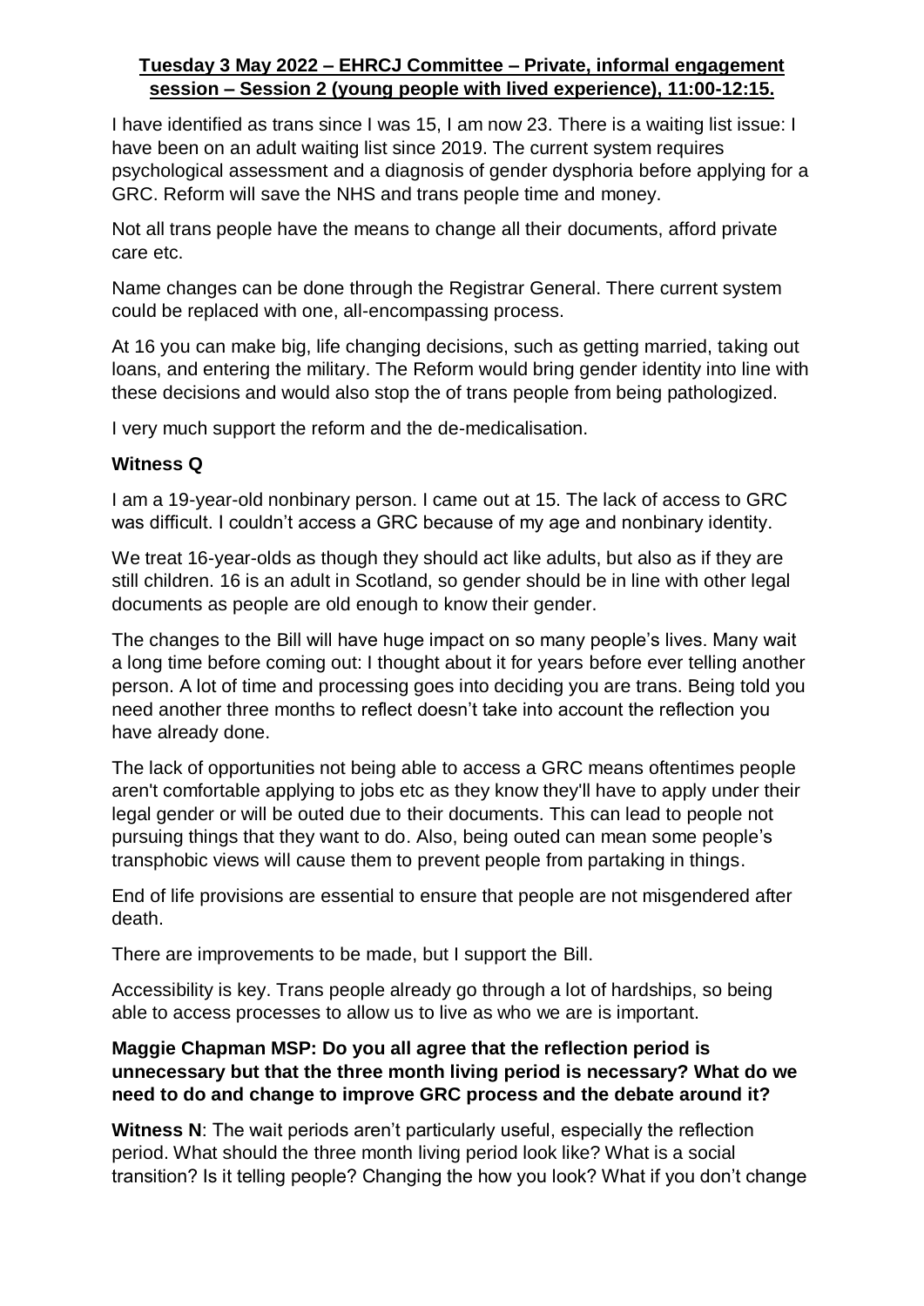**Tuesday 3 May 2022 – EHRCJ Committee – Private, informal engagement session – Session 2 (young people with lived experience), 11:00-12:15.**

I have identified as trans since I was 15, I am now 23. There is a waiting list issue: I have been on an adult waiting list since 2019. The current system requires psychological assessment and a diagnosis of gender dysphoria before applying for a GRC. Reform will save the NHS and trans people time and money.

Not all trans people have the means to change all their documents, afford private care etc.

Name changes can be done through the Registrar General. There current system could be replaced with one, all-encompassing process.

At 16 you can make big, life changing decisions, such as getting married, taking out loans, and entering the military. The Reform would bring gender identity into line with these decisions and would also stop the of trans people from being pathologized.

I very much support the reform and the de-medicalisation.

**Witness Q**

I am a 19-year-old nonbinary person. I came out at 15. The lack of access to GRC was difficult. I couldn't access a GRC because of my age and nonbinary identity.

We treat 16-year-olds as though they should act like adults, but also as if they are still children. 16 is an adult in Scotland, so gender should be in line with other legal documents as people are old enough to know their gender.

The changes to the Bill will have huge impact on so many people's lives. Many wait a long time before coming out: I thought about it for years before ever telling another person. A lot of time and processing goes into deciding you are trans. Being told you need another three months to reflect doesn't take into account the reflection you have already done.

The lack of opportunities not being able to access a GRC means oftentimes people aren't comfortable applying to jobs etc as they know they'll have to apply under their legal gender or will be outed due to their documents. This can lead to people not pursuing things that they want to do. Also, being outed can mean some people's transphobic views will cause them to prevent people from partaking in things.

End of life provisions are essential to ensure that people are not misgendered after death.

There are improvements to be made, but I support the Bill.

Accessibility is key. Trans people already go through a lot of hardships, so being able to access processes to allow us to live as who we are is important.

**Maggie Chapman MSP: Do you all agree that the reflection period is unnecessary but that the three month living period is necessary? What do we need to do and change to improve GRC process and the debate around it?**

**Witness N**: The wait periods aren't particularly useful, especially the reflection period. What should the three month living period look like? What is a social transition? Is it telling people? Changing the how you look? What if you don't change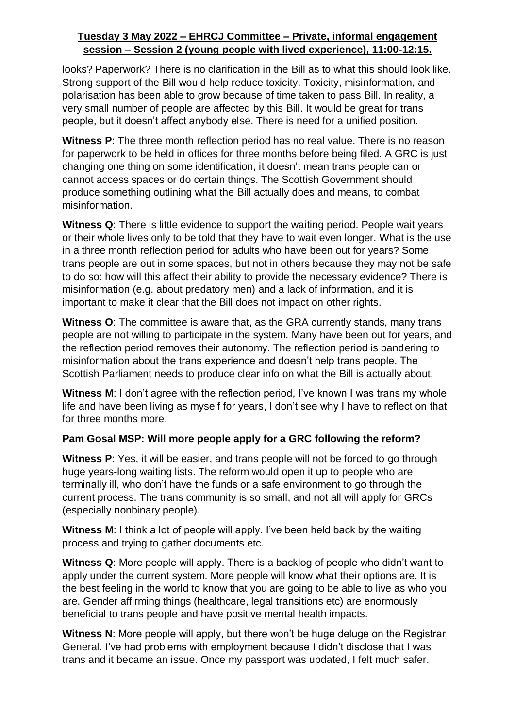looks? Paperwork? There is no clarification in the Bill as to what this should look like. Strong support of the Bill would help reduce toxicity. Toxicity, misinformation, and polarisation has been able to grow because of time taken to pass Bill. In reality, a very small number of people are affected by this Bill. It would be great for trans people, but it doesn't affect anybody else. There is need for a unified position.

**Witness P**: The three month reflection period has no real value. There is no reason for paperwork to be held in offices for three months before being filed. A GRC is just changing one thing on some identification, it doesn't mean trans people can or cannot access spaces or do certain things. The Scottish Government should produce something outlining what the Bill actually does and means, to combat misinformation.

**Witness Q**: There is little evidence to support the waiting period. People wait years or their whole lives only to be told that they have to wait even longer. What is the use in a three month reflection period for adults who have been out for years? Some trans people are out in some spaces, but not in others because they may not be safe to do so: how will this affect their ability to provide the necessary evidence? There is misinformation (e.g. about predatory men) and a lack of information, and it is important to make it clear that the Bill does not impact on other rights.

**Witness O**: The committee is aware that, as the GRA currently stands, many trans people are not willing to participate in the system. Many have been out for years, and the reflection period removes their autonomy. The reflection period is pandering to misinformation about the trans experience and doesn't help trans people. The Scottish Parliament needs to produce clear info on what the Bill is actually about.

**Witness M**: I don't agree with the reflection period, I've known I was trans my whole life and have been living as myself for years, I don't see why I have to reflect on that for three months more.

**Pam Gosal MSP: Will more people apply for a GRC following the reform?**

**Witness P**: Yes, it will be easier, and trans people will not be forced to go through huge years-long waiting lists. The reform would open it up to people who are terminally ill, who don't have the funds or a safe environment to go through the current process. The trans community is so small, and not all will apply for GRCs (especially nonbinary people).

**Witness M**: I think a lot of people will apply. I've been held back by the waiting process and trying to gather documents etc.

**Witness Q**: More people will apply. There is a backlog of people who didn't want to apply under the current system. More people will know what their options are. It is the best feeling in the world to know that you are going to be able to live as who you are. Gender affirming things (healthcare, legal transitions etc) are enormously beneficial to trans people and have positive mental health impacts.

**Witness N**: More people will apply, but there won't be huge deluge on the Registrar General. I've had problems with employment because I didn't disclose that I was trans and it became an issue. Once my passport was updated, I felt much safer.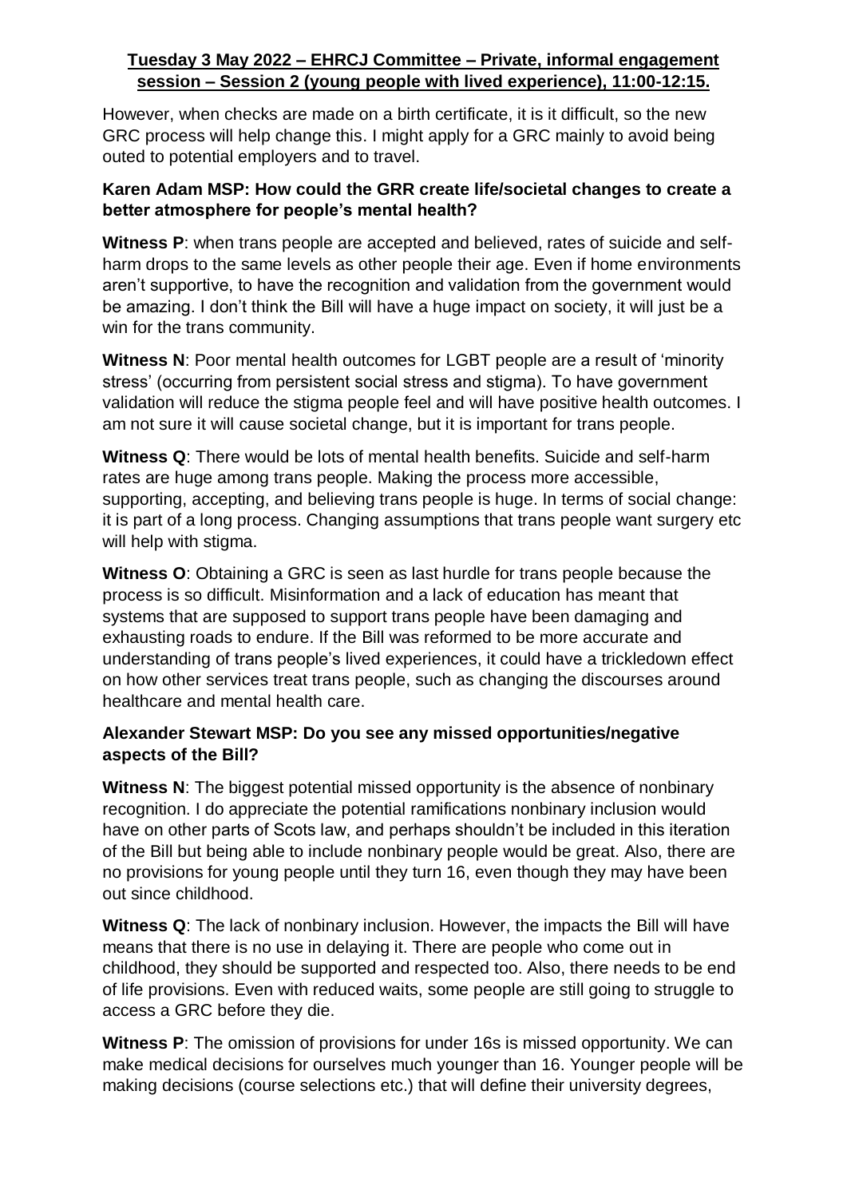However, when checks are made on a birth certificate, it is it difficult, so the new GRC process will help change this. I might apply for a GRC mainly to avoid being outed to potential employers and to travel.

**Karen Adam MSP: How could the GRR create life/societal changes to create a better atmosphere for people's mental health?**

**Witness P**: when trans people are accepted and believed, rates of suicide and self-harm drops to the same levels as other people their age. Even if home environments aren't supportive, to have the recognition and validation from the government would be amazing. I don't think the Bill will have a huge impact on society, it will just be a win for the trans community.

**Witness N**: Poor mental health outcomes for LGBT people are a result of 'minority stress' (occurring from persistent social stress and stigma). To have government validation will reduce the stigma people feel and will have positive health outcomes. I am not sure it will cause societal change, but it is important for trans people.

**Witness Q**: There would be lots of mental health benefits. Suicide and self-harm rates are huge among trans people. Making the process more accessible, supporting, accepting, and believing trans people is huge. In terms of social change: it is part of a long process. Changing assumptions that trans people want surgery etc will help with stigma.

**Witness O**: Obtaining a GRC is seen as last hurdle for trans people because the process is so difficult. Misinformation and a lack of education has meant that systems that are supposed to support trans people have been damaging and exhausting roads to endure. If the Bill was reformed to be more accurate and understanding of trans people's lived experiences, it could have a trickledown effect on how other services treat trans people, such as changing the discourses around healthcare and mental health care.

**Alexander Stewart MSP: Do you see any missed opportunities/negative aspects of the Bill?**

**Witness N**: The biggest potential missed opportunity is the absence of nonbinary recognition. I do appreciate the potential ramifications nonbinary inclusion would have on other parts of Scots law, and perhaps shouldn't be included in this iteration of the Bill but being able to include nonbinary people would be great. Also, there are no provisions for young people until they turn 16, even though they may have been out since childhood.

**Witness Q**: The lack of nonbinary inclusion. However, the impacts the Bill will have means that there is no use in delaying it. There are people who come out in childhood, they should be supported and respected too. Also, there needs to be end of life provisions. Even with reduced waits, some people are still going to struggle to access a GRC before they die.

**Witness P**: The omission of provisions for under 16s is missed opportunity. We can make medical decisions for ourselves much younger than 16. Younger people will be making decisions (course selections etc.) that will define their university degrees,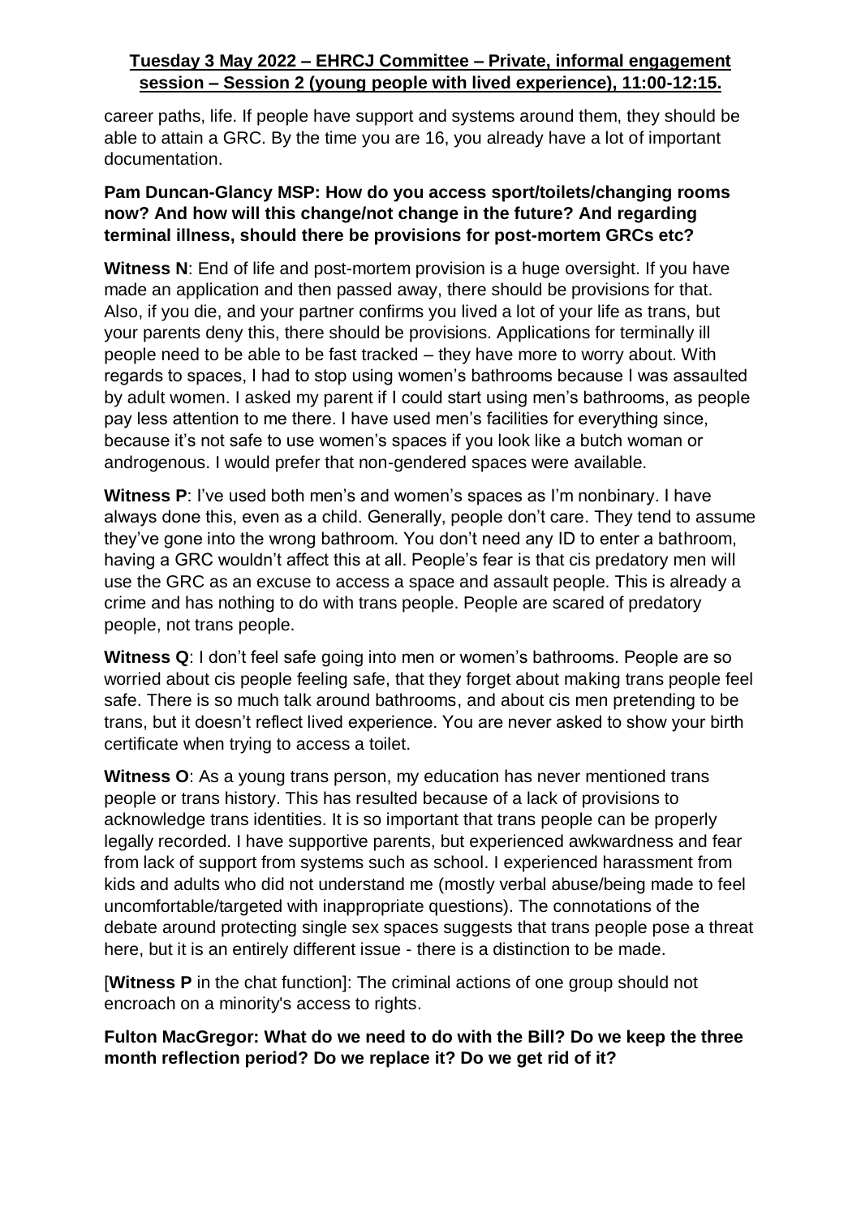career paths, life. If people have support and systems around them, they should be able to attain a GRC. By the time you are 16, you already have a lot of important documentation.

**Pam Duncan-Glancy MSP: How do you access sport/toilets/changing rooms now? And how will this change/not change in the future? And regarding terminal illness, should there be provisions for post-mortem GRCs etc?**

**Witness N**: End of life and post-mortem provision is a huge oversight. If you have made an application and then passed away, there should be provisions for that. Also, if you die, and your partner confirms you lived a lot of your life as trans, but your parents deny this, there should be provisions. Applications for terminally ill people need to be able to be fast tracked – they have more to worry about. With regards to spaces, I had to stop using women's bathrooms because I was assaulted by adult women. I asked my parent if I could start using men's bathrooms, as people pay less attention to me there. I have used men's facilities for everything since, because it's not safe to use women's spaces if you look like a butch woman or androgenous. I would prefer that non-gendered spaces were available.

**Witness P**: I've used both men's and women's spaces as I'm nonbinary. I have always done this, even as a child. Generally, people don't care. They tend to assume they've gone into the wrong bathroom. You don't need any ID to enter a bathroom, having a GRC wouldn't affect this at all. People's fear is that cis predatory men will use the GRC as an excuse to access a space and assault people. This is already a crime and has nothing to do with trans people. People are scared of predatory people, not trans people.

**Witness Q**: I don't feel safe going into men or women's bathrooms. People are so worried about cis people feeling safe, that they forget about making trans people feel safe. There is so much talk around bathrooms, and about cis men pretending to be trans, but it doesn't reflect lived experience. You are never asked to show your birth certificate when trying to access a toilet.

**Witness O**: As a young trans person, my education has never mentioned trans people or trans history. This has resulted because of a lack of provisions to acknowledge trans identities. It is so important that trans people can be properly legally recorded. I have supportive parents, but experienced awkwardness and fear from lack of support from systems such as school. I experienced harassment from kids and adults who did not understand me (mostly verbal abuse/being made to feel uncomfortable/targeted with inappropriate questions). The connotations of the debate around protecting single sex spaces suggests that trans people pose a threat here, but it is an entirely different issue - there is a distinction to be made.

[**Witness P** in the chat function]: The criminal actions of one group should not encroach on a minority's access to rights.

**Fulton MacGregor: What do we need to do with the Bill? Do we keep the three month reflection period? Do we replace it? Do we get rid of it?**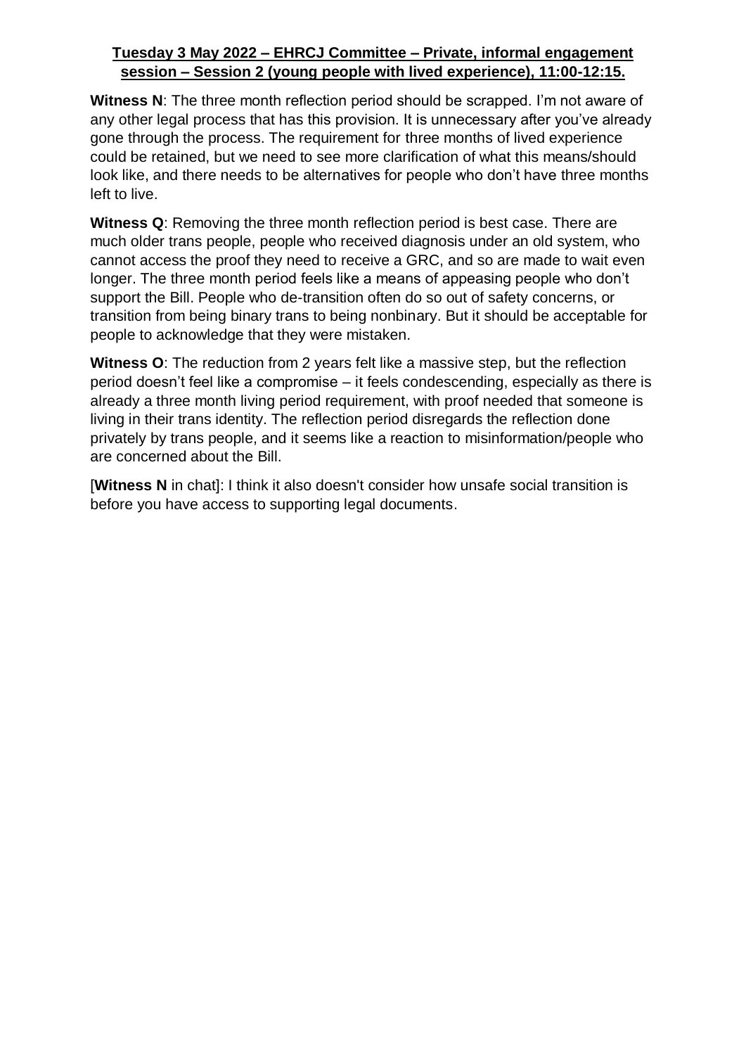**Tuesday 3 May 2022 – EHRCJ Committee – Private, informal engagement session – Session 2 (young people with lived experience), 11:00-12:15.**

**Witness N**: The three month reflection period should be scrapped. I'm not aware of any other legal process that has this provision. It is unnecessary after you've already gone through the process. The requirement for three months of lived experience could be retained, but we need to see more clarification of what this means/should look like, and there needs to be alternatives for people who don't have three months left to live.

**Witness Q**: Removing the three month reflection period is best case. There are much older trans people, people who received diagnosis under an old system, who cannot access the proof they need to receive a GRC, and so are made to wait even longer. The three month period feels like a means of appeasing people who don't support the Bill. People who de-transition often do so out of safety concerns, or transition from being binary trans to being nonbinary. But it should be acceptable for people to acknowledge that they were mistaken.

**Witness O**: The reduction from 2 years felt like a massive step, but the reflection period doesn't feel like a compromise – it feels condescending, especially as there is already a three month living period requirement, with proof needed that someone is living in their trans identity. The reflection period disregards the reflection done privately by trans people, and it seems like a reaction to misinformation/people who are concerned about the Bill.

[**Witness N** in chat]: I think it also doesn't consider how unsafe social transition is before you have access to supporting legal documents.